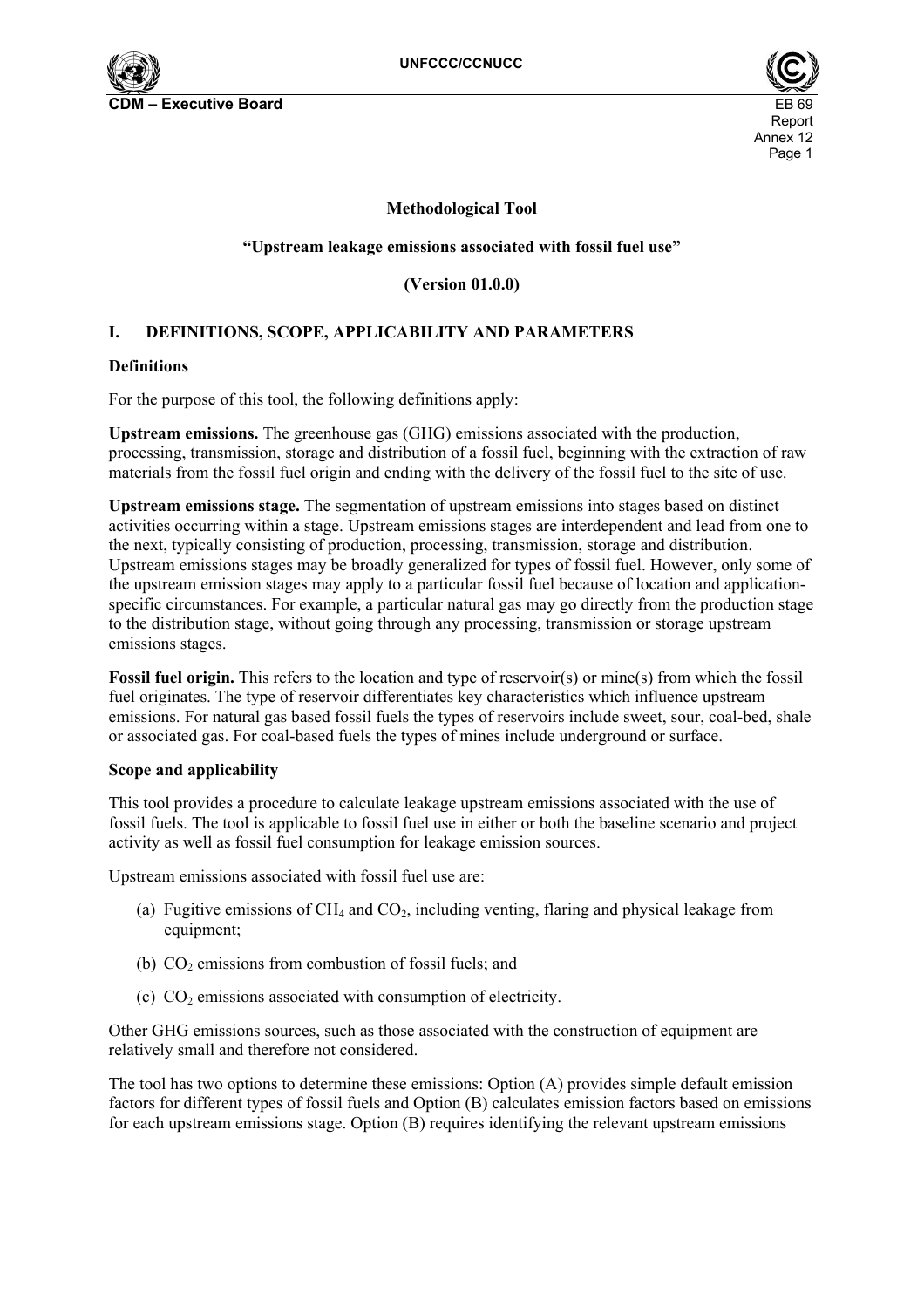**Methodological Tool**

**"Upstream leakage emissions associated with fossil fuel use"**

**(Version 01.0.0)**

## I. DEFINITIONS, SCOPE, APPLICABILITY AND PARAMETERS

### Definitions

For the purpose of this tool, the following definitions apply:

**Upstream emissions.** The greenhouse gas (GHG) emissions associated with the production, processing, transmission, storage and distribution of a fossil fuel, beginning with the extraction of raw materials from the fossil fuel origin and ending with the delivery of the fossil fuel to the site of use.

**Upstream emissions stage.** The segmentation of upstream emissions into stages based on distinct activities occurring within a stage. Upstream emissions stages are interdependent and lead from one to the next, typically consisting of production, processing, transmission, storage and distribution. Upstream emissions stages may be broadly generalized for types of fossil fuel. However, only some of the upstream emission stages may apply to a particular fossil fuel because of location and application-specific circumstances. For example, a particular natural gas may go directly from the production stage to the distribution stage, without going through any processing, transmission or storage upstream emissions stages.

**Fossil fuel origin.** This refers to the location and type of reservoir(s) or mine(s) from which the fossil fuel originates. The type of reservoir differentiates key characteristics which influence upstream emissions. For natural gas based fossil fuels the types of reservoirs include sweet, sour, coal-bed, shale or associated gas. For coal-based fuels the types of mines include underground or surface.

### Scope and applicability

This tool provides a procedure to calculate leakage upstream emissions associated with the use of fossil fuels. The tool is applicable to fossil fuel use in either or both the baseline scenario and project activity as well as fossil fuel consumption for leakage emission sources.

Upstream emissions associated with fossil fuel use are:

(a) Fugitive emissions of $CH_4$ and $CO_2$, including venting, flaring and physical leakage from equipment;

(b) $CO_2$ emissions from combustion of fossil fuels; and

(c) $CO_2$ emissions associated with consumption of electricity.

Other GHG emissions sources, such as those associated with the construction of equipment are relatively small and therefore not considered.

The tool has two options to determine these emissions: Option (A) provides simple default emission factors for different types of fossil fuels and Option (B) calculates emission factors based on emissions for each upstream emissions stage. Option (B) requires identifying the relevant upstream emissions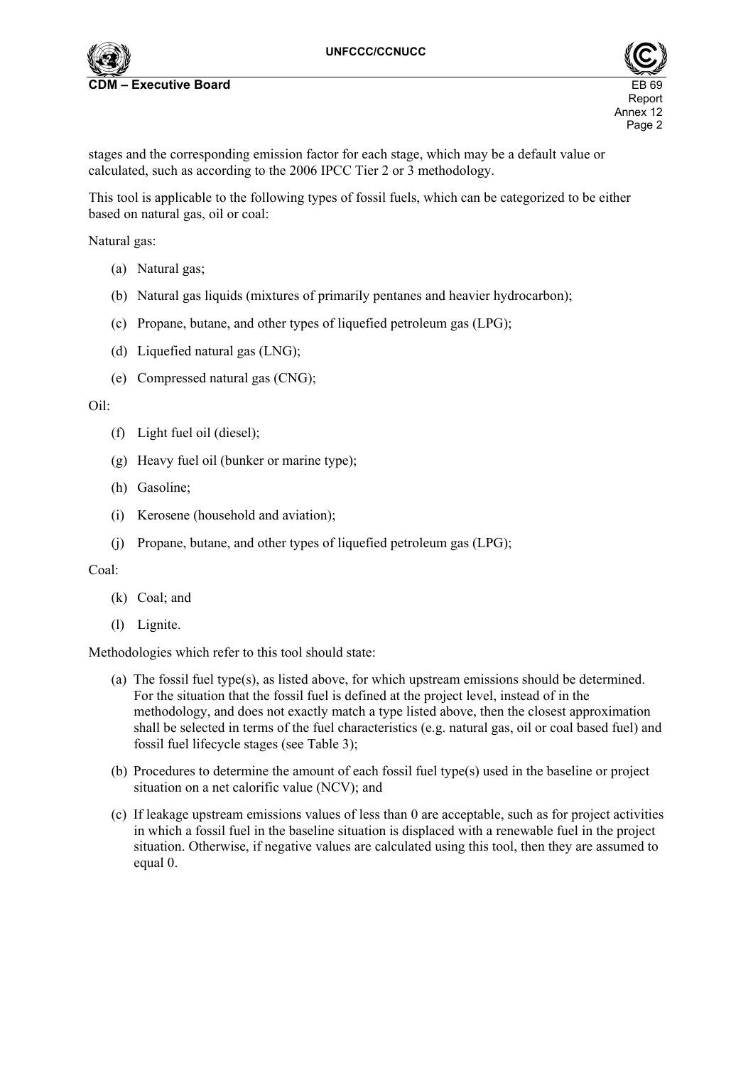stages and the corresponding emission factor for each stage, which may be a default value or calculated, such as according to the 2006 IPCC Tier 2 or 3 methodology.

This tool is applicable to the following types of fossil fuels, which can be categorized to be either based on natural gas, oil or coal:

Natural gas:

(a) Natural gas;

(b) Natural gas liquids (mixtures of primarily pentanes and heavier hydrocarbon);

(c) Propane, butane, and other types of liquefied petroleum gas (LPG);

(d) Liquefied natural gas (LNG);

(e) Compressed natural gas (CNG);

Oil:

(f) Light fuel oil (diesel);

(g) Heavy fuel oil (bunker or marine type);

(h) Gasoline;

(i) Kerosene (household and aviation);

(j) Propane, butane, and other types of liquefied petroleum gas (LPG);

Coal:

(k) Coal; and

(l) Lignite.

Methodologies which refer to this tool should state:

(a) The fossil fuel type(s), as listed above, for which upstream emissions should be determined. For the situation that the fossil fuel is defined at the project level, instead of in the methodology, and does not exactly match a type listed above, then the closest approximation shall be selected in terms of the fuel characteristics (e.g. natural gas, oil or coal based fuel) and fossil fuel lifecycle stages (see Table 3);

(b) Procedures to determine the amount of each fossil fuel type(s) used in the baseline or project situation on a net calorific value (NCV); and

(c) If leakage upstream emissions values of less than 0 are acceptable, such as for project activities in which a fossil fuel in the baseline situation is displaced with a renewable fuel in the project situation. Otherwise, if negative values are calculated using this tool, then they are assumed to equal 0.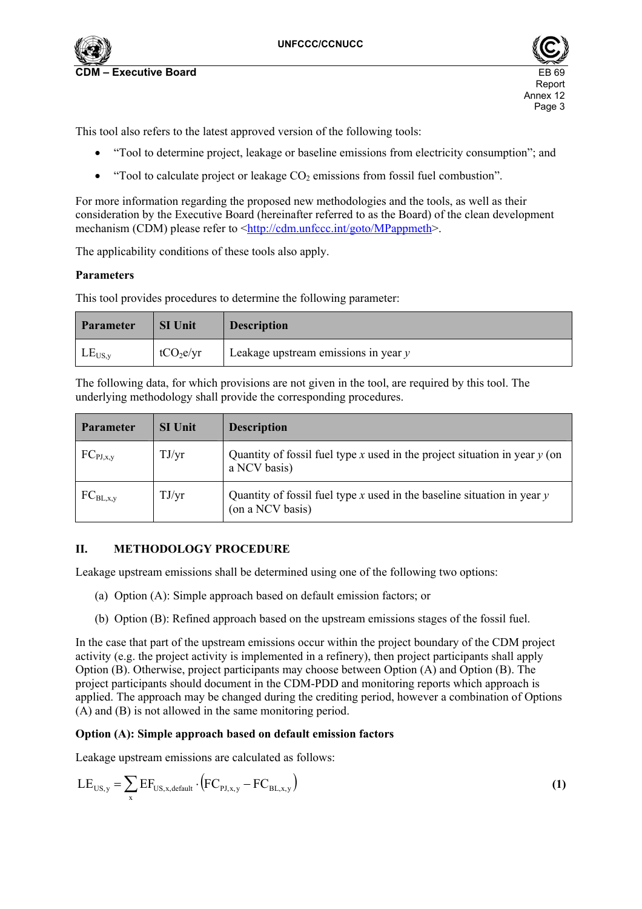This tool also refers to the latest approved version of the following tools:

- "Tool to determine project, leakage or baseline emissions from electricity consumption"; and
- "Tool to calculate project or leakage $CO_2$ emissions from fossil fuel combustion".

For more information regarding the proposed new methodologies and the tools, as well as their consideration by the Executive Board (hereinafter referred to as the Board) of the clean development mechanism (CDM) please refer to <http://cdm.unfccc.int/goto/MPappmeth>.

The applicability conditions of these tools also apply.

**Parameters**

This tool provides procedures to determine the following parameter:

| Parameter | SI Unit | Description |
|---|---|---|
| $LE_{US,y}$ | $tCO_2e/yr$ | Leakage upstream emissions in year *y* |

The following data, for which provisions are not given in the tool, are required by this tool. The underlying methodology shall provide the corresponding procedures.

| Parameter | SI Unit | Description |
|---|---|---|
| $FC_{PJ,x,y}$ | TJ/yr | Quantity of fossil fuel type *x* used in the project situation in year *y* (on a NCV basis) |
| $FC_{BL,x,y}$ | TJ/yr | Quantity of fossil fuel type *x* used in the baseline situation in year *y* (on a NCV basis) |

## II. METHODOLOGY PROCEDURE

Leakage upstream emissions shall be determined using one of the following two options:

(a) Option (A): Simple approach based on default emission factors; or

(b) Option (B): Refined approach based on the upstream emissions stages of the fossil fuel.

In the case that part of the upstream emissions occur within the project boundary of the CDM project activity (e.g. the project activity is implemented in a refinery), then project participants shall apply Option (B). Otherwise, project participants may choose between Option (A) and Option (B). The project participants should document in the CDM-PDD and monitoring reports which approach is applied. The approach may be changed during the crediting period, however a combination of Options (A) and (B) is not allowed in the same monitoring period.

**Option (A): Simple approach based on default emission factors**

Leakage upstream emissions are calculated as follows:

$$LE_{US,y} = \sum_{x} EF_{US,x,default} \cdot \left(FC_{PJ,x,y} - FC_{BL,x,y}\right) \tag{1}$$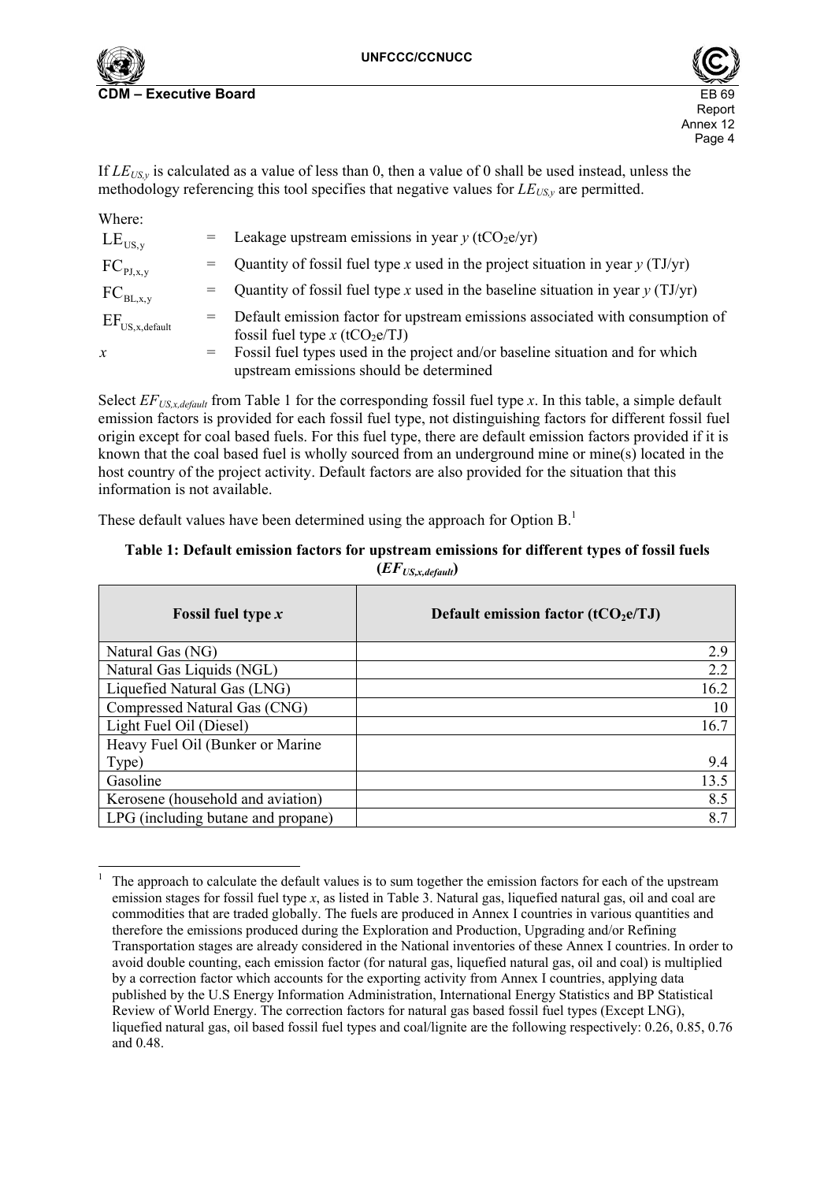If $LE_{US,y}$ is calculated as a value of less than 0, then a value of 0 shall be used instead, unless the methodology referencing this tool specifies that negative values for $LE_{US,y}$ are permitted.

Where:

| | | |
|---|---|---|
| $LE_{US,y}$ | = | Leakage upstream emissions in year $y$ ($tCO_2e/yr$) |
| $FC_{PJ,x,y}$ | = | Quantity of fossil fuel type $x$ used in the project situation in year $y$ (TJ/yr) |
| $FC_{BL,x,y}$ | = | Quantity of fossil fuel type $x$ used in the baseline situation in year $y$ (TJ/yr) |
| $EF_{US,x,default}$ | = | Default emission factor for upstream emissions associated with consumption of fossil fuel type $x$ ($tCO_2e/TJ$) |
| $x$ | = | Fossil fuel types used in the project and/or baseline situation and for which upstream emissions should be determined |

Select $EF_{US,x,default}$ from Table 1 for the corresponding fossil fuel type $x$. In this table, a simple default emission factors is provided for each fossil fuel type, not distinguishing factors for different fossil fuel origin except for coal based fuels. For this fuel type, there are default emission factors provided if it is known that the coal based fuel is wholly sourced from an underground mine or mine(s) located in the host country of the project activity. Default factors are also provided for the situation that this information is not available.

These default values have been determined using the approach for Option B.[1]

**Table 1: Default emission factors for upstream emissions for different types of fossil fuels ($EF_{US,x,default}$)**

| Fossil fuel type $x$ | Default emission factor ($tCO_2e/TJ$) |
|---|---|
| Natural Gas (NG) | 2.9 |
| Natural Gas Liquids (NGL) | 2.2 |
| Liquefied Natural Gas (LNG) | 16.2 |
| Compressed Natural Gas (CNG) | 10 |
| Light Fuel Oil (Diesel) | 16.7 |
| Heavy Fuel Oil (Bunker or Marine Type) | 9.4 |
| Gasoline | 13.5 |
| Kerosene (household and aviation) | 8.5 |
| LPG (including butane and propane) | 8.7 |

[1] The approach to calculate the default values is to sum together the emission factors for each of the upstream emission stages for fossil fuel type $x$, as listed in Table 3. Natural gas, liquefied natural gas, oil and coal are commodities that are traded globally. The fuels are produced in Annex I countries in various quantities and therefore the emissions produced during the Exploration and Production, Upgrading and/or Refining Transportation stages are already considered in the National inventories of these Annex I countries. In order to avoid double counting, each emission factor (for natural gas, liquefied natural gas, oil and coal) is multiplied by a correction factor which accounts for the exporting activity from Annex I countries, applying data published by the U.S Energy Information Administration, International Energy Statistics and BP Statistical Review of World Energy. The correction factors for natural gas based fossil fuel types (Except LNG), liquefied natural gas, oil based fossil fuel types and coal/lignite are the following respectively: 0.26, 0.85, 0.76 and 0.48.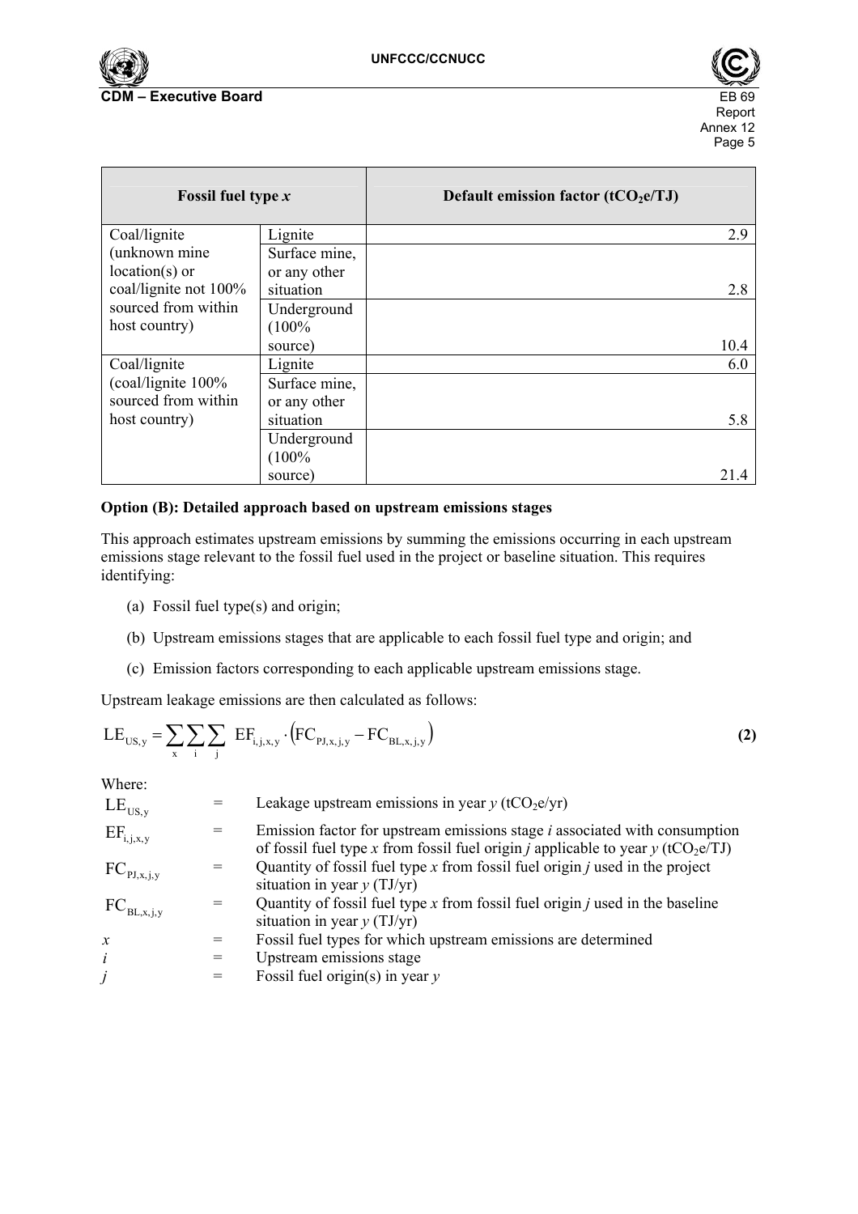| Fossil fuel type *x* | | Default emission factor ($tCO_2e/TJ$) |
|---|---|---|
| Coal/lignite (unknown mine location(s) or coal/lignite not 100% sourced from within host country) | Lignite | 2.9 |
| | Surface mine, or any other situation | 2.8 |
| | Underground (100% source) | 10.4 |
| Coal/lignite (coal/lignite 100% sourced from within host country) | Lignite | 6.0 |
| | Surface mine, or any other situation | 5.8 |
| | Underground (100% source) | 21.4 |

**Option (B): Detailed approach based on upstream emissions stages**

This approach estimates upstream emissions by summing the emissions occurring in each upstream emissions stage relevant to the fossil fuel used in the project or baseline situation. This requires identifying:

(a) Fossil fuel type(s) and origin;

(b) Upstream emissions stages that are applicable to each fossil fuel type and origin; and

(c) Emission factors corresponding to each applicable upstream emissions stage.

Upstream leakage emissions are then calculated as follows:

$$LE_{US,y} = \sum_{x}\sum_{i}\sum_{j} EF_{i,j,x,y} \cdot \left(FC_{PJ,x,j,y} - FC_{BL,x,j,y}\right) \tag{2}$$

Where:

| | | |
|---|---|---|
| $LE_{US,y}$ | = | Leakage upstream emissions in year *y* ($tCO_2e/yr$) |
| $EF_{i,j,x,y}$ | = | Emission factor for upstream emissions stage *i* associated with consumption of fossil fuel type *x* from fossil fuel origin *j* applicable to year *y* ($tCO_2e/TJ$) |
| $FC_{PJ,x,j,y}$ | = | Quantity of fossil fuel type *x* from fossil fuel origin *j* used in the project situation in year *y* (TJ/yr) |
| $FC_{BL,x,j,y}$ | = | Quantity of fossil fuel type *x* from fossil fuel origin *j* used in the baseline situation in year *y* (TJ/yr) |
| *x* | = | Fossil fuel types for which upstream emissions are determined |
| *i* | = | Upstream emissions stage |
| *j* | = | Fossil fuel origin(s) in year *y* |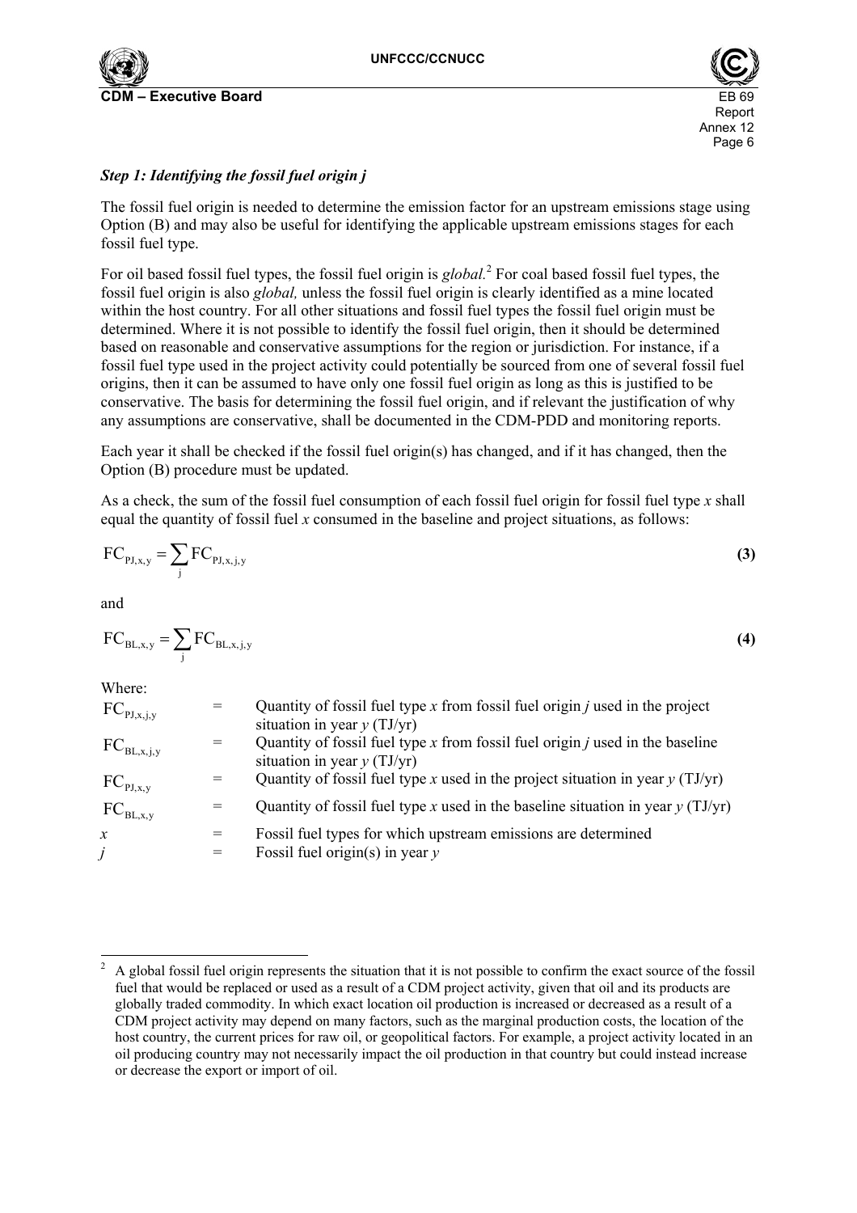### *Step 1: Identifying the fossil fuel origin j*

The fossil fuel origin is needed to determine the emission factor for an upstream emissions stage using Option (B) and may also be useful for identifying the applicable upstream emissions stages for each fossil fuel type.

For oil based fossil fuel types, the fossil fuel origin is *global.*[2] For coal based fossil fuel types, the fossil fuel origin is also *global,* unless the fossil fuel origin is clearly identified as a mine located within the host country. For all other situations and fossil fuel types the fossil fuel origin must be determined. Where it is not possible to identify the fossil fuel origin, then it should be determined based on reasonable and conservative assumptions for the region or jurisdiction. For instance, if a fossil fuel type used in the project activity could potentially be sourced from one of several fossil fuel origins, then it can be assumed to have only one fossil fuel origin as long as this is justified to be conservative. The basis for determining the fossil fuel origin, and if relevant the justification of why any assumptions are conservative, shall be documented in the CDM-PDD and monitoring reports.

Each year it shall be checked if the fossil fuel origin(s) has changed, and if it has changed, then the Option (B) procedure must be updated.

As a check, the sum of the fossil fuel consumption of each fossil fuel origin for fossil fuel type *x* shall equal the quantity of fossil fuel *x* consumed in the baseline and project situations, as follows:

$$FC_{PJ,x,y} = \sum_{j} FC_{PJ,x,j,y} \tag{3}$$

and

$$FC_{BL,x,y} = \sum_{j} FC_{BL,x,j,y} \tag{4}$$

Where:

| | | |
|---|---|---|
| $FC_{PJ,x,j,y}$ | = | Quantity of fossil fuel type *x* from fossil fuel origin *j* used in the project situation in year *y* (TJ/yr) |
| $FC_{BL,x,j,y}$ | = | Quantity of fossil fuel type *x* from fossil fuel origin *j* used in the baseline situation in year *y* (TJ/yr) |
| $FC_{PJ,x,y}$ | = | Quantity of fossil fuel type *x* used in the project situation in year *y* (TJ/yr) |
| $FC_{BL,x,y}$ | = | Quantity of fossil fuel type *x* used in the baseline situation in year *y* (TJ/yr) |
| *x* | = | Fossil fuel types for which upstream emissions are determined |
| *j* | = | Fossil fuel origin(s) in year *y* |

[2] A global fossil fuel origin represents the situation that it is not possible to confirm the exact source of the fossil fuel that would be replaced or used as a result of a CDM project activity, given that oil and its products are globally traded commodity. In which exact location oil production is increased or decreased as a result of a CDM project activity may depend on many factors, such as the marginal production costs, the location of the host country, the current prices for raw oil, or geopolitical factors. For example, a project activity located in an oil producing country may not necessarily impact the oil production in that country but could instead increase or decrease the export or import of oil.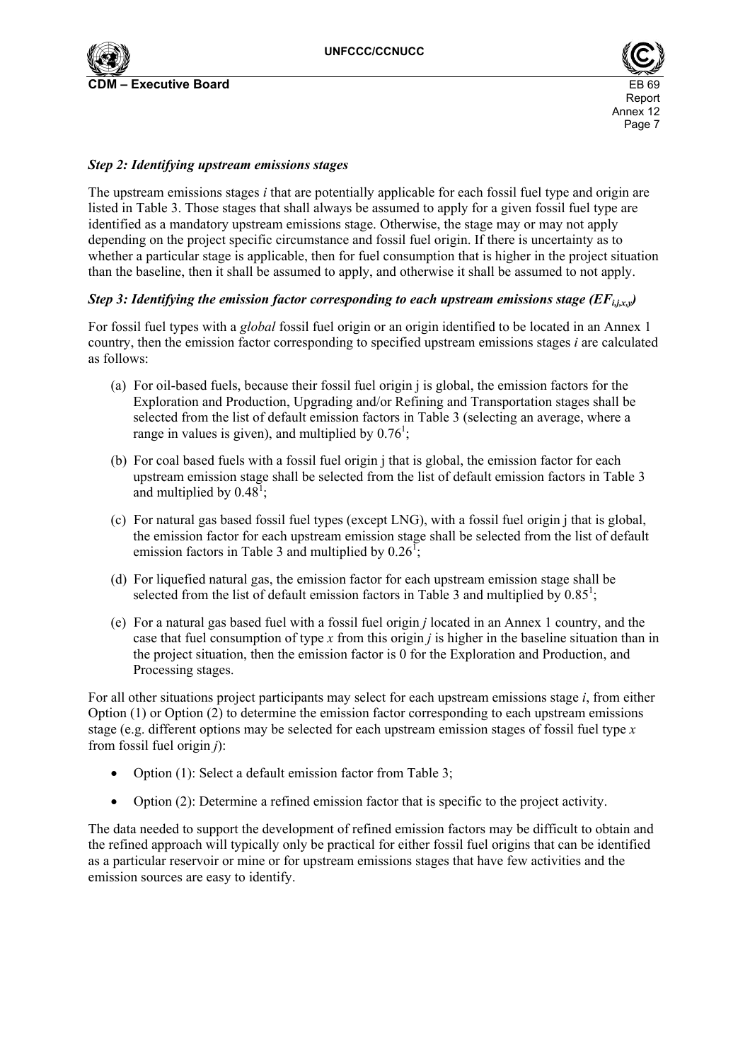### *Step 2: Identifying upstream emissions stages*

The upstream emissions stages *i* that are potentially applicable for each fossil fuel type and origin are listed in Table 3. Those stages that shall always be assumed to apply for a given fossil fuel type are identified as a mandatory upstream emissions stage. Otherwise, the stage may or may not apply depending on the project specific circumstance and fossil fuel origin. If there is uncertainty as to whether a particular stage is applicable, then for fuel consumption that is higher in the project situation than the baseline, then it shall be assumed to apply, and otherwise it shall be assumed to not apply.

### *Step 3: Identifying the emission factor corresponding to each upstream emissions stage ($EF_{i,j,x,y}$)*

For fossil fuel types with a *global* fossil fuel origin or an origin identified to be located in an Annex 1 country, then the emission factor corresponding to specified upstream emissions stages *i* are calculated as follows:

(a) For oil-based fuels, because their fossil fuel origin j is global, the emission factors for the Exploration and Production, Upgrading and/or Refining and Transportation stages shall be selected from the list of default emission factors in Table 3 (selecting an average, where a range in values is given), and multiplied by 0.76[1];

(b) For coal based fuels with a fossil fuel origin j that is global, the emission factor for each upstream emission stage shall be selected from the list of default emission factors in Table 3 and multiplied by 0.48[1];

(c) For natural gas based fossil fuel types (except LNG), with a fossil fuel origin j that is global, the emission factor for each upstream emission stage shall be selected from the list of default emission factors in Table 3 and multiplied by 0.26[1];

(d) For liquefied natural gas, the emission factor for each upstream emission stage shall be selected from the list of default emission factors in Table 3 and multiplied by 0.85[1];

(e) For a natural gas based fuel with a fossil fuel origin *j* located in an Annex 1 country, and the case that fuel consumption of type *x* from this origin *j* is higher in the baseline situation than in the project situation, then the emission factor is 0 for the Exploration and Production, and Processing stages.

For all other situations project participants may select for each upstream emissions stage *i*, from either Option (1) or Option (2) to determine the emission factor corresponding to each upstream emissions stage (e.g. different options may be selected for each upstream emission stages of fossil fuel type *x* from fossil fuel origin *j*):

- Option (1): Select a default emission factor from Table 3;
- Option (2): Determine a refined emission factor that is specific to the project activity.

The data needed to support the development of refined emission factors may be difficult to obtain and the refined approach will typically only be practical for either fossil fuel origins that can be identified as a particular reservoir or mine or for upstream emissions stages that have few activities and the emission sources are easy to identify.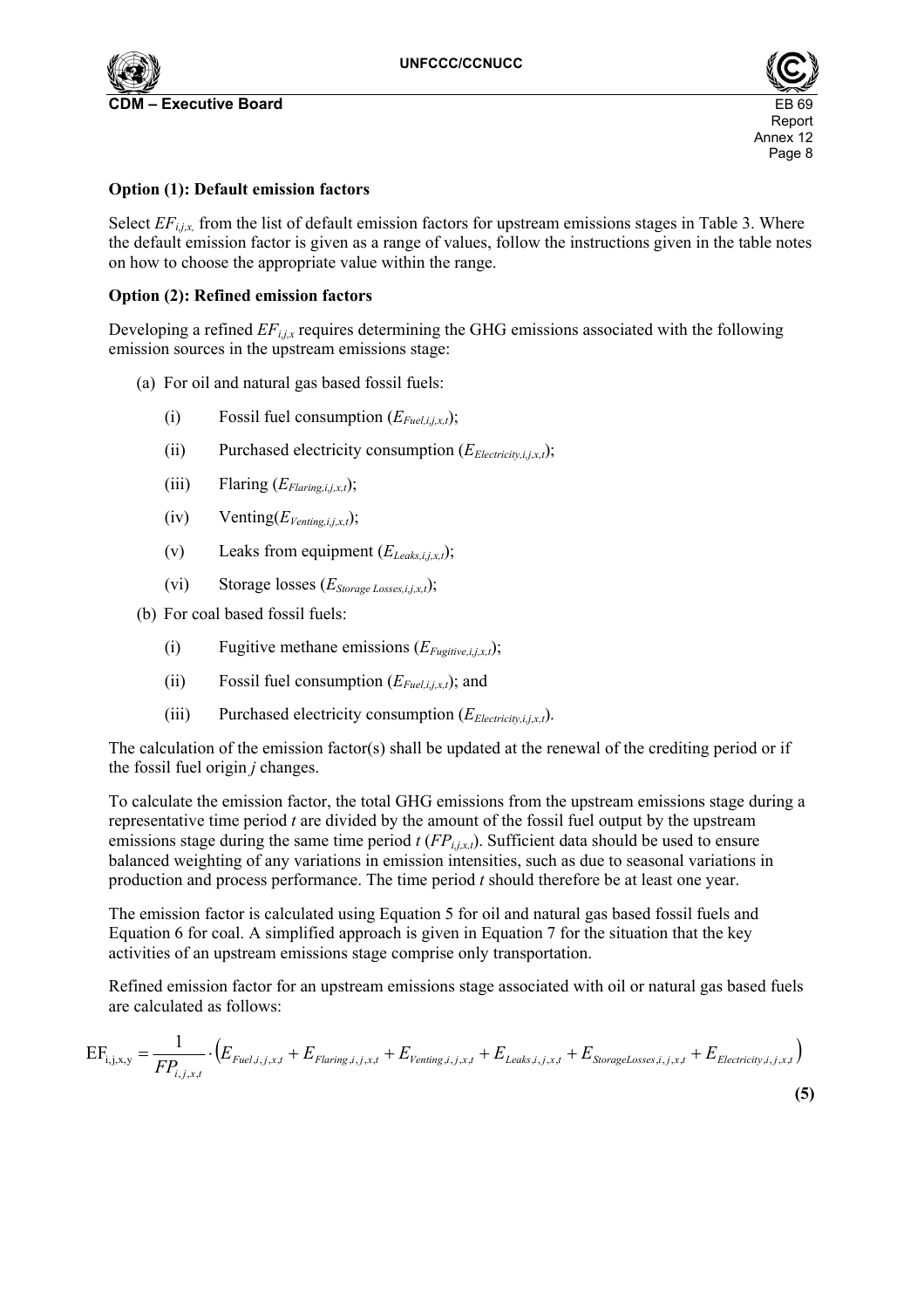**Option (1): Default emission factors**

Select $EF_{i,j,x,}$ from the list of default emission factors for upstream emissions stages in Table 3. Where the default emission factor is given as a range of values, follow the instructions given in the table notes on how to choose the appropriate value within the range.

**Option (2): Refined emission factors**

Developing a refined $EF_{i,j,x}$ requires determining the GHG emissions associated with the following emission sources in the upstream emissions stage:

(a) For oil and natural gas based fossil fuels:

- (i) Fossil fuel consumption ($E_{Fuel,i,j,x,t}$);
- (ii) Purchased electricity consumption ($E_{Electricity,i,j,x,t}$);
- (iii) Flaring ($E_{Flaring,i,j,x,t}$);
- (iv) Venting($E_{Venting,i,j,x,t}$);
- (v) Leaks from equipment ($E_{Leaks,i,j,x,t}$);
- (vi) Storage losses ($E_{Storage\ Losses,i,j,x,t}$);

(b) For coal based fossil fuels:

- (i) Fugitive methane emissions ($E_{Fugitive,i,j,x,t}$);
- (ii) Fossil fuel consumption ($E_{Fuel,i,j,x,t}$); and
- (iii) Purchased electricity consumption ($E_{Electricity,i,j,x,t}$).

The calculation of the emission factor(s) shall be updated at the renewal of the crediting period or if the fossil fuel origin *j* changes.

To calculate the emission factor, the total GHG emissions from the upstream emissions stage during a representative time period *t* are divided by the amount of the fossil fuel output by the upstream emissions stage during the same time period *t* ($FP_{i,j,x,t}$). Sufficient data should be used to ensure balanced weighting of any variations in emission intensities, such as due to seasonal variations in production and process performance. The time period *t* should therefore be at least one year.

The emission factor is calculated using Equation 5 for oil and natural gas based fossil fuels and Equation 6 for coal. A simplified approach is given in Equation 7 for the situation that the key activities of an upstream emissions stage comprise only transportation.

Refined emission factor for an upstream emissions stage associated with oil or natural gas based fuels are calculated as follows:

$$EF_{i,j,x,y} = \frac{1}{FP_{i,j,x,t}} \cdot \left( E_{Fuel,i,j,x,t} + E_{Flaring,i,j,x,t} + E_{Venting,i,j,x,t} + E_{Leaks,i,j,x,t} + E_{StorageLosses,i,j,x,t} + E_{Electricity,i,j,x,t} \right) \quad (5)$$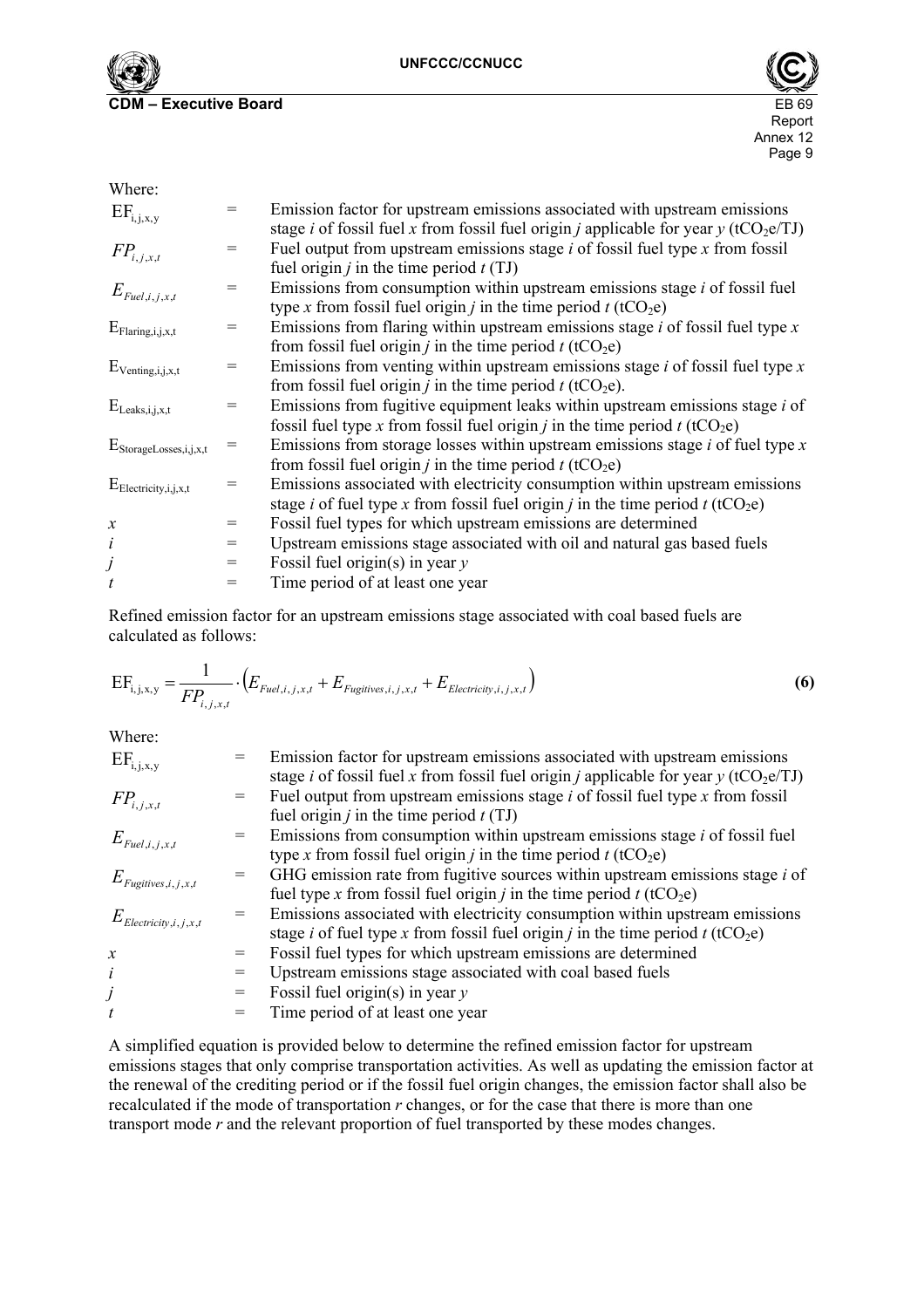Where:

| | | |
|---|---|---|
| $EF_{i,j,x,y}$ | = | Emission factor for upstream emissions associated with upstream emissions stage *i* of fossil fuel *x* from fossil fuel origin *j* applicable for year *y* ($tCO_2e/TJ$) |
| $FP_{i,j,x,t}$ | = | Fuel output from upstream emissions stage *i* of fossil fuel type *x* from fossil fuel origin *j* in the time period *t* (TJ) |
| $E_{Fuel,i,j,x,t}$ | = | Emissions from consumption within upstream emissions stage *i* of fossil fuel type *x* from fossil fuel origin *j* in the time period *t* ($tCO_2e$) |
| $E_{Flaring,i,j,x,t}$ | = | Emissions from flaring within upstream emissions stage *i* of fossil fuel type *x* from fossil fuel origin *j* in the time period *t* ($tCO_2e$) |
| $E_{Venting,i,j,x,t}$ | = | Emissions from venting within upstream emissions stage *i* of fossil fuel type *x* from fossil fuel origin *j* in the time period *t* ($tCO_2e$). |
| $E_{Leaks,i,j,x,t}$ | = | Emissions from fugitive equipment leaks within upstream emissions stage *i* of fossil fuel type *x* from fossil fuel origin *j* in the time period *t* ($tCO_2e$) |
| $E_{StorageLosses,i,j,x,t}$ | = | Emissions from storage losses within upstream emissions stage *i* of fuel type *x* from fossil fuel origin *j* in the time period *t* ($tCO_2e$) |
| $E_{Electricity,i,j,x,t}$ | = | Emissions associated with electricity consumption within upstream emissions stage *i* of fuel type *x* from fossil fuel origin *j* in the time period *t* ($tCO_2e$) |
| *x* | = | Fossil fuel types for which upstream emissions are determined |
| *i* | = | Upstream emissions stage associated with oil and natural gas based fuels |
| *j* | = | Fossil fuel origin(s) in year *y* |
| *t* | = | Time period of at least one year |

Refined emission factor for an upstream emissions stage associated with coal based fuels are calculated as follows:

$$EF_{i,j,x,y} = \frac{1}{FP_{i,j,x,t}} \cdot \left( E_{Fuel,i,j,x,t} + E_{Fugitives,i,j,x,t} + E_{Electricity,i,j,x,t} \right) \tag{6}$$

Where:

| | | |
|---|---|---|
| $EF_{i,j,x,y}$ | = | Emission factor for upstream emissions associated with upstream emissions stage *i* of fossil fuel *x* from fossil fuel origin *j* applicable for year *y* ($tCO_2e/TJ$) |
| $FP_{i,j,x,t}$ | = | Fuel output from upstream emissions stage *i* of fossil fuel type *x* from fossil fuel origin *j* in the time period *t* (TJ) |
| $E_{Fuel,i,j,x,t}$ | = | Emissions from consumption within upstream emissions stage *i* of fossil fuel type *x* from fossil fuel origin *j* in the time period *t* ($tCO_2e$) |
| $E_{Fugitives,i,j,x,t}$ | = | GHG emission rate from fugitive sources within upstream emissions stage *i* of fuel type *x* from fossil fuel origin *j* in the time period *t* ($tCO_2e$) |
| $E_{Electricity,i,j,x,t}$ | = | Emissions associated with electricity consumption within upstream emissions stage *i* of fuel type *x* from fossil fuel origin *j* in the time period *t* ($tCO_2e$) |
| *x* | = | Fossil fuel types for which upstream emissions are determined |
| *i* | = | Upstream emissions stage associated with coal based fuels |
| *j* | = | Fossil fuel origin(s) in year *y* |
| *t* | = | Time period of at least one year |

A simplified equation is provided below to determine the refined emission factor for upstream emissions stages that only comprise transportation activities. As well as updating the emission factor at the renewal of the crediting period or if the fossil fuel origin changes, the emission factor shall also be recalculated if the mode of transportation *r* changes, or for the case that there is more than one transport mode *r* and the relevant proportion of fuel transported by these modes changes.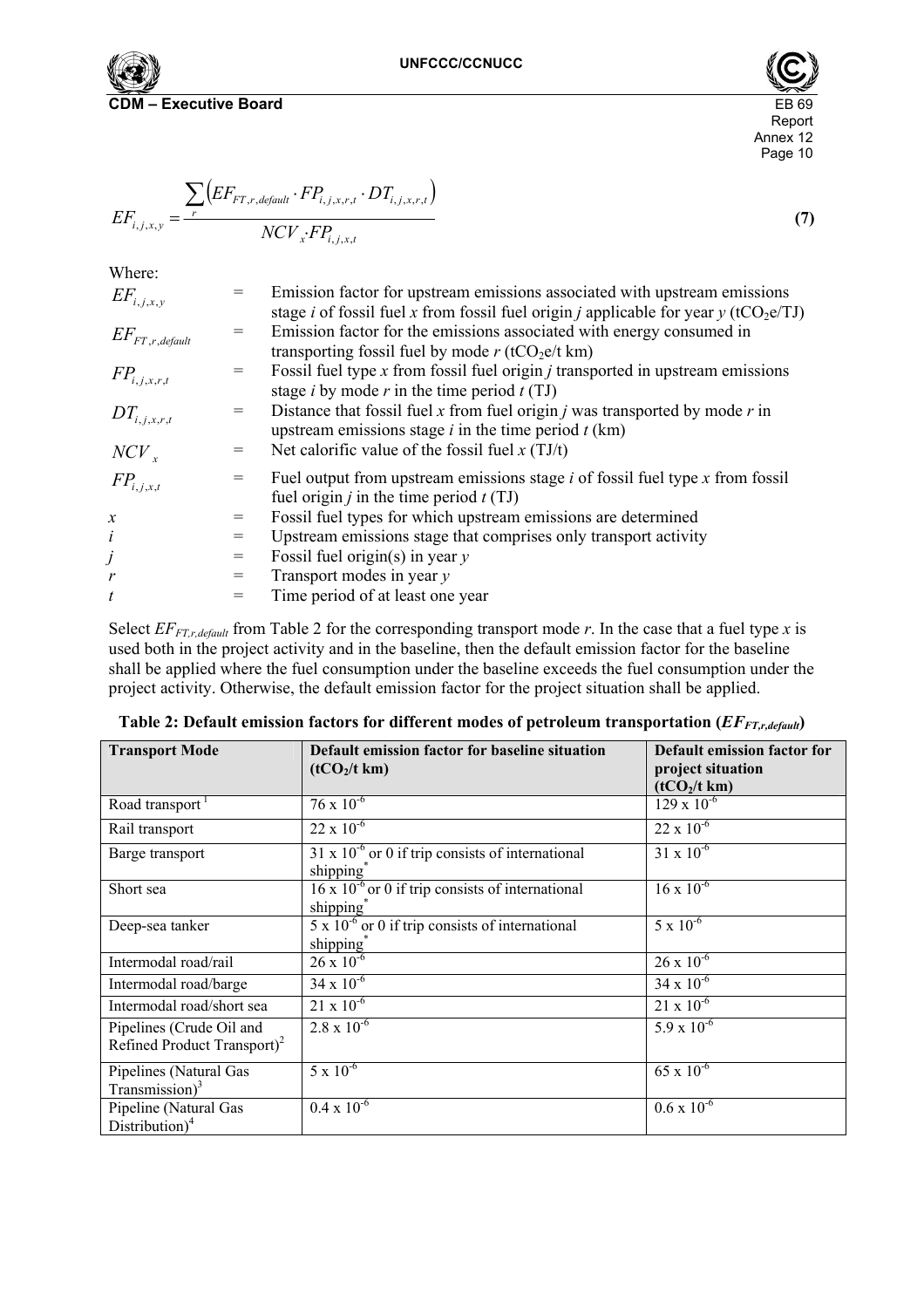$$EF_{i,j,x,y} = \frac{\sum_{r}\left(EF_{FT,r,default} \cdot FP_{i,j,x,r,t} \cdot DT_{i,j,x,r,t}\right)}{NCV_x \cdot FP_{i,j,x,t}} \quad \textbf{(7)}$$

Where:

| | | |
|---|---|---|
| $EF_{i,j,x,y}$ | = | Emission factor for upstream emissions associated with upstream emissions stage *i* of fossil fuel *x* from fossil fuel origin *j* applicable for year *y* ($tCO_2e/TJ$) |
| $EF_{FT,r,default}$ | = | Emission factor for the emissions associated with energy consumed in transporting fossil fuel by mode *r* ($tCO_2e/t$ km) |
| $FP_{i,j,x,r,t}$ | = | Fossil fuel type *x* from fossil fuel origin *j* transported in upstream emissions stage *i* by mode *r* in the time period *t* (TJ) |
| $DT_{i,j,x,r,t}$ | = | Distance that fossil fuel *x* from fuel origin *j* was transported by mode *r* in upstream emissions stage *i* in the time period *t* (km) |
| $NCV_x$ | = | Net calorific value of the fossil fuel *x* (TJ/t) |
| $FP_{i,j,x,t}$ | = | Fuel output from upstream emissions stage *i* of fossil fuel type *x* from fossil fuel origin *j* in the time period *t* (TJ) |
| $x$ | = | Fossil fuel types for which upstream emissions are determined |
| $i$ | = | Upstream emissions stage that comprises only transport activity |
| $j$ | = | Fossil fuel origin(s) in year *y* |
| $r$ | = | Transport modes in year *y* |
| $t$ | = | Time period of at least one year |

Select $EF_{FT,r,default}$ from Table 2 for the corresponding transport mode *r*. In the case that a fuel type *x* is used both in the project activity and in the baseline, then the default emission factor for the baseline shall be applied where the fuel consumption under the baseline exceeds the fuel consumption under the project activity. Otherwise, the default emission factor for the project situation shall be applied.

**Table 2: Default emission factors for different modes of petroleum transportation ($EF_{FT,r,default}$)**

| Transport Mode | Default emission factor for baseline situation ($tCO_2/t$ km) | Default emission factor for project situation ($tCO_2/t$ km) |
|---|---|---|
| Road transport [1] | $76 \times 10^{-6}$ | $129 \times 10^{-6}$ |
| Rail transport | $22 \times 10^{-6}$ | $22 \times 10^{-6}$ |
| Barge transport | $31 \times 10^{-6}$ or 0 if trip consists of international shipping* | $31 \times 10^{-6}$ |
| Short sea | $16 \times 10^{-6}$ or 0 if trip consists of international shipping* | $16 \times 10^{-6}$ |
| Deep-sea tanker | $5 \times 10^{-6}$ or 0 if trip consists of international shipping* | $5 \times 10^{-6}$ |
| Intermodal road/rail | $26 \times 10^{-6}$ | $26 \times 10^{-6}$ |
| Intermodal road/barge | $34 \times 10^{-6}$ | $34 \times 10^{-6}$ |
| Intermodal road/short sea | $21 \times 10^{-6}$ | $21 \times 10^{-6}$ |
| Pipelines (Crude Oil and Refined Product Transport)[2] | $2.8 \times 10^{-6}$ | $5.9 \times 10^{-6}$ |
| Pipelines (Natural Gas Transmission)[3] | $5 \times 10^{-6}$ | $65 \times 10^{-6}$ |
| Pipeline (Natural Gas Distribution)[4] | $0.4 \times 10^{-6}$ | $0.6 \times 10^{-6}$ |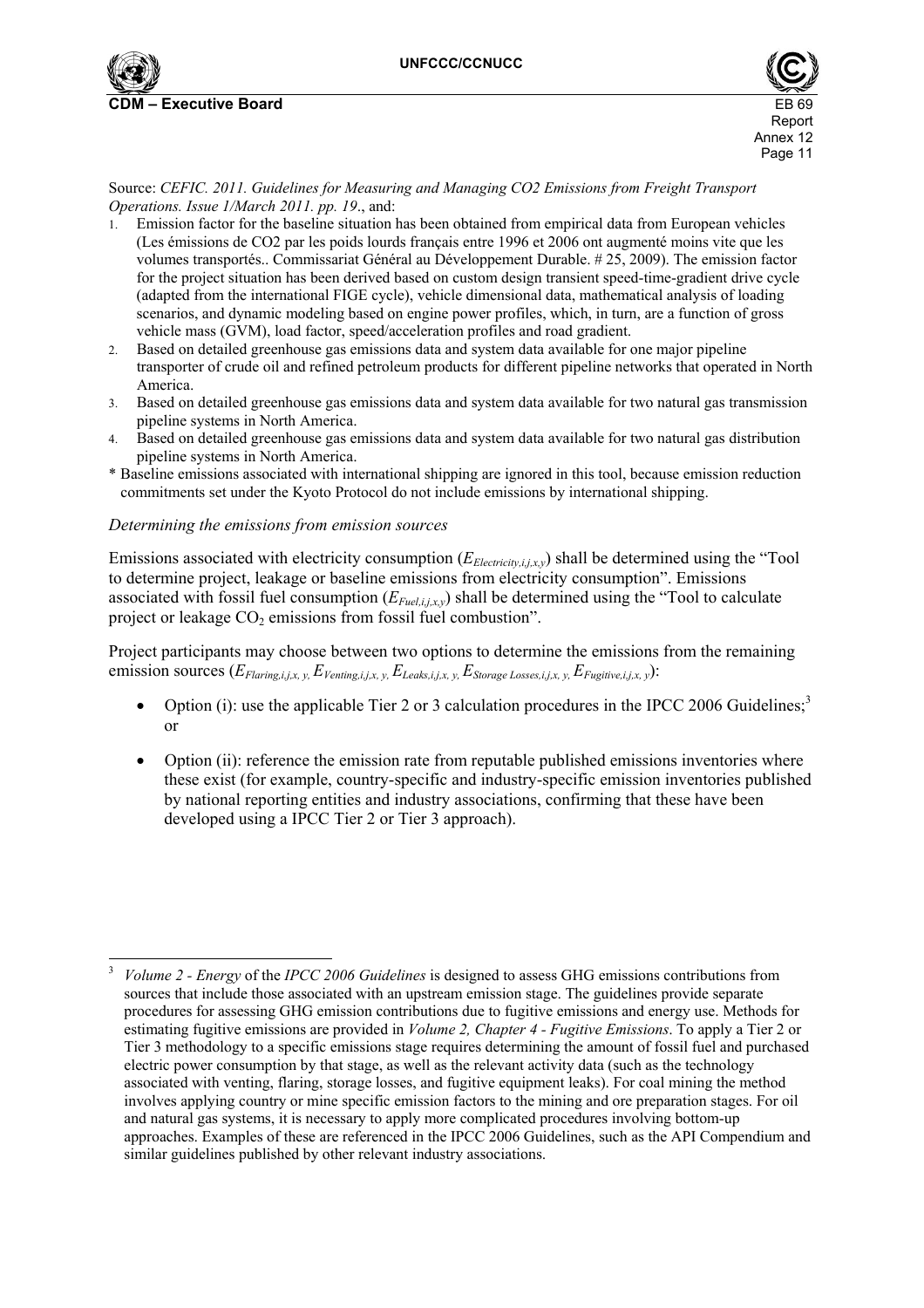Source: *CEFIC. 2011. Guidelines for Measuring and Managing CO2 Emissions from Freight Transport Operations. Issue 1/March 2011. pp. 19*., and:

1. Emission factor for the baseline situation has been obtained from empirical data from European vehicles (Les émissions de CO2 par les poids lourds français entre 1996 et 2006 ont augmenté moins vite que les volumes transportés.. Commissariat Général au Développement Durable. # 25, 2009). The emission factor for the project situation has been derived based on custom design transient speed-time-gradient drive cycle (adapted from the international FIGE cycle), vehicle dimensional data, mathematical analysis of loading scenarios, and dynamic modeling based on engine power profiles, which, in turn, are a function of gross vehicle mass (GVM), load factor, speed/acceleration profiles and road gradient.
2. Based on detailed greenhouse gas emissions data and system data available for one major pipeline transporter of crude oil and refined petroleum products for different pipeline networks that operated in North America.
3. Based on detailed greenhouse gas emissions data and system data available for two natural gas transmission pipeline systems in North America.
4. Based on detailed greenhouse gas emissions data and system data available for two natural gas distribution pipeline systems in North America.

\* Baseline emissions associated with international shipping are ignored in this tool, because emission reduction commitments set under the Kyoto Protocol do not include emissions by international shipping.

*Determining the emissions from emission sources*

Emissions associated with electricity consumption ($E_{Electricity,i,j,x,y}$) shall be determined using the "Tool to determine project, leakage or baseline emissions from electricity consumption". Emissions associated with fossil fuel consumption ($E_{Fuel,i,j,x,y}$) shall be determined using the "Tool to calculate project or leakage $CO_2$ emissions from fossil fuel combustion".

Project participants may choose between two options to determine the emissions from the remaining emission sources ($E_{Flaring,i,j,x,y}$, $E_{Venting,i,j,x,y}$, $E_{Leaks,i,j,x,y}$, $E_{Storage\ Losses,i,j,x,y}$, $E_{Fugitive,i,j,x,y}$):

- Option (i): use the applicable Tier 2 or 3 calculation procedures in the IPCC 2006 Guidelines;[3] or
- Option (ii): reference the emission rate from reputable published emissions inventories where these exist (for example, country-specific and industry-specific emission inventories published by national reporting entities and industry associations, confirming that these have been developed using a IPCC Tier 2 or Tier 3 approach).

---

[3] *Volume 2 - Energy* of the *IPCC 2006 Guidelines* is designed to assess GHG emissions contributions from sources that include those associated with an upstream emission stage. The guidelines provide separate procedures for assessing GHG emission contributions due to fugitive emissions and energy use. Methods for estimating fugitive emissions are provided in *Volume 2, Chapter 4 - Fugitive Emissions*. To apply a Tier 2 or Tier 3 methodology to a specific emissions stage requires determining the amount of fossil fuel and purchased electric power consumption by that stage, as well as the relevant activity data (such as the technology associated with venting, flaring, storage losses, and fugitive equipment leaks). For coal mining the method involves applying country or mine specific emission factors to the mining and ore preparation stages. For oil and natural gas systems, it is necessary to apply more complicated procedures involving bottom-up approaches. Examples of these are referenced in the IPCC 2006 Guidelines, such as the API Compendium and similar guidelines published by other relevant industry associations.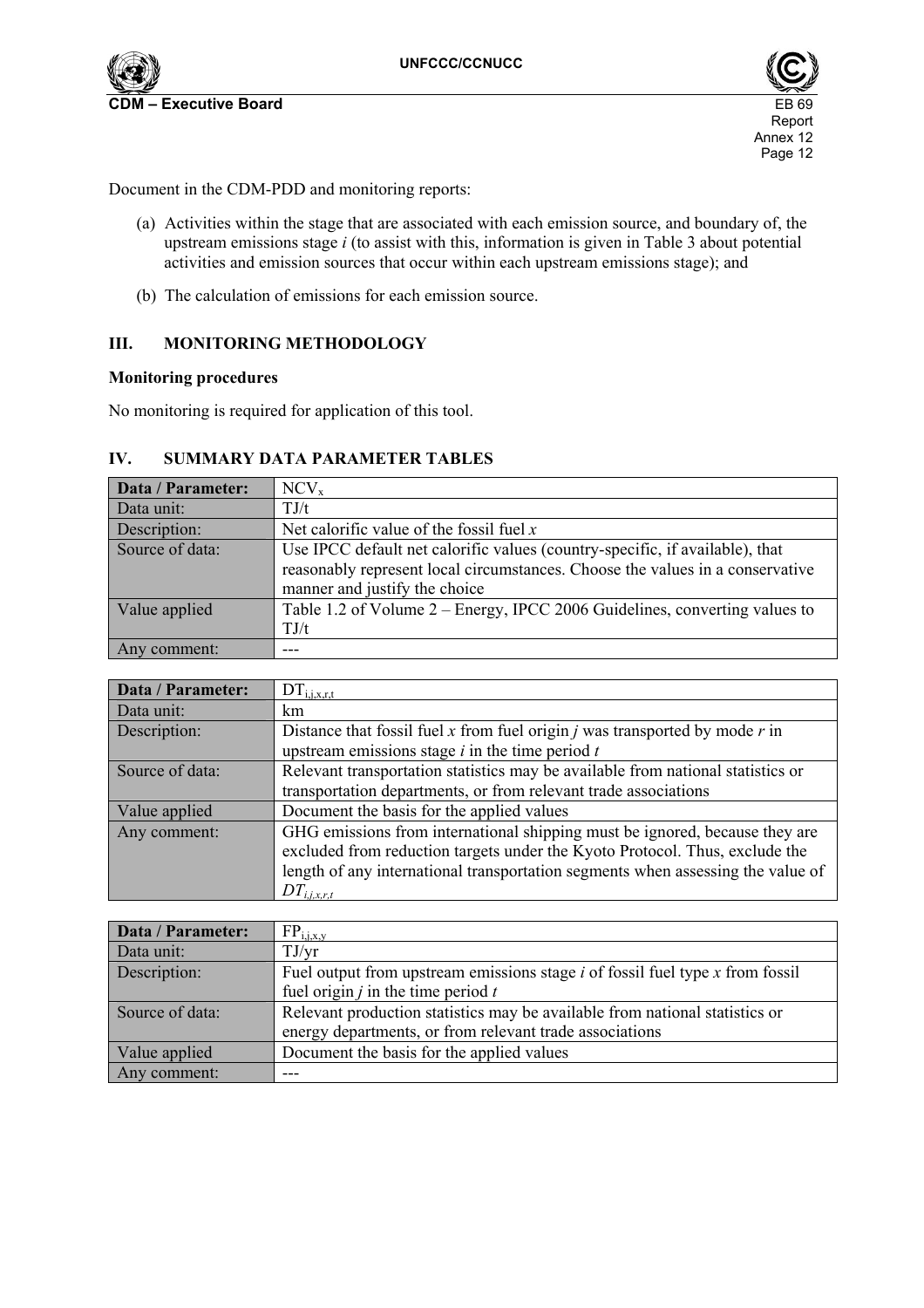Document in the CDM-PDD and monitoring reports:

(a) Activities within the stage that are associated with each emission source, and boundary of, the upstream emissions stage *i* (to assist with this, information is given in Table 3 about potential activities and emission sources that occur within each upstream emissions stage); and

(b) The calculation of emissions for each emission source.

## III. MONITORING METHODOLOGY

**Monitoring procedures**

No monitoring is required for application of this tool.

## IV. SUMMARY DATA PARAMETER TABLES

| Data / Parameter: | $NCV_x$ |
|---|---|
| Data unit: | TJ/t |
| Description: | Net calorific value of the fossil fuel *x* |
| Source of data: | Use IPCC default net calorific values (country-specific, if available), that reasonably represent local circumstances. Choose the values in a conservative manner and justify the choice |
| Value applied | Table 1.2 of Volume 2 – Energy, IPCC 2006 Guidelines, converting values to TJ/t |
| Any comment: | --- |

| Data / Parameter: | $DT_{i,j,x,r,t}$ |
|---|---|
| Data unit: | km |
| Description: | Distance that fossil fuel *x* from fuel origin *j* was transported by mode *r* in upstream emissions stage *i* in the time period *t* |
| Source of data: | Relevant transportation statistics may be available from national statistics or transportation departments, or from relevant trade associations |
| Value applied | Document the basis for the applied values |
| Any comment: | GHG emissions from international shipping must be ignored, because they are excluded from reduction targets under the Kyoto Protocol. Thus, exclude the length of any international transportation segments when assessing the value of $DT_{i,j,x,r,t}$ |

| Data / Parameter: | $FP_{i,j,x,y}$ |
|---|---|
| Data unit: | TJ/yr |
| Description: | Fuel output from upstream emissions stage *i* of fossil fuel type *x* from fossil fuel origin *j* in the time period *t* |
| Source of data: | Relevant production statistics may be available from national statistics or energy departments, or from relevant trade associations |
| Value applied | Document the basis for the applied values |
| Any comment: | --- |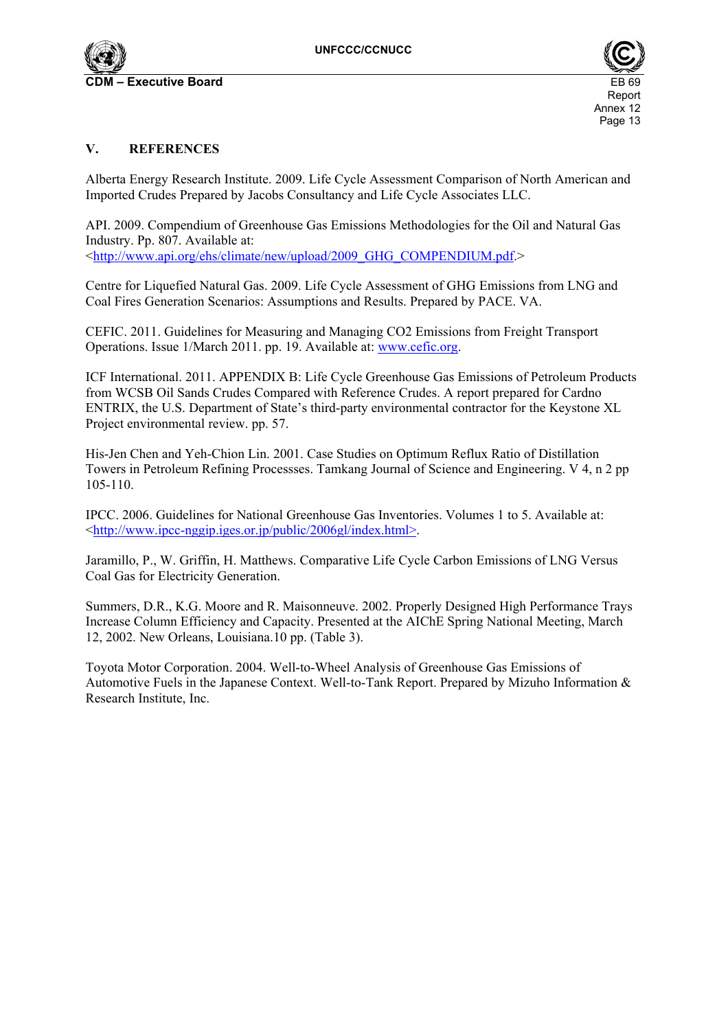## V. REFERENCES

Alberta Energy Research Institute. 2009. Life Cycle Assessment Comparison of North American and Imported Crudes Prepared by Jacobs Consultancy and Life Cycle Associates LLC.

API. 2009. Compendium of Greenhouse Gas Emissions Methodologies for the Oil and Natural Gas Industry. Pp. 807. Available at: <http://www.api.org/ehs/climate/new/upload/2009_GHG_COMPENDIUM.pdf.>

Centre for Liquefied Natural Gas. 2009. Life Cycle Assessment of GHG Emissions from LNG and Coal Fires Generation Scenarios: Assumptions and Results. Prepared by PACE. VA.

CEFIC. 2011. Guidelines for Measuring and Managing CO2 Emissions from Freight Transport Operations. Issue 1/March 2011. pp. 19. Available at: www.cefic.org.

ICF International. 2011. APPENDIX B: Life Cycle Greenhouse Gas Emissions of Petroleum Products from WCSB Oil Sands Crudes Compared with Reference Crudes. A report prepared for Cardno ENTRIX, the U.S. Department of State's third-party environmental contractor for the Keystone XL Project environmental review. pp. 57.

His-Jen Chen and Yeh-Chion Lin. 2001. Case Studies on Optimum Reflux Ratio of Distillation Towers in Petroleum Refining Processses. Tamkang Journal of Science and Engineering. V 4, n 2 pp 105-110.

IPCC. 2006. Guidelines for National Greenhouse Gas Inventories. Volumes 1 to 5. Available at: <http://www.ipcc-nggip.iges.or.jp/public/2006gl/index.html>.

Jaramillo, P., W. Griffin, H. Matthews. Comparative Life Cycle Carbon Emissions of LNG Versus Coal Gas for Electricity Generation.

Summers, D.R., K.G. Moore and R. Maisonneuve. 2002. Properly Designed High Performance Trays Increase Column Efficiency and Capacity. Presented at the AIChE Spring National Meeting, March 12, 2002. New Orleans, Louisiana.10 pp. (Table 3).

Toyota Motor Corporation. 2004. Well-to-Wheel Analysis of Greenhouse Gas Emissions of Automotive Fuels in the Japanese Context. Well-to-Tank Report. Prepared by Mizuho Information & Research Institute, Inc.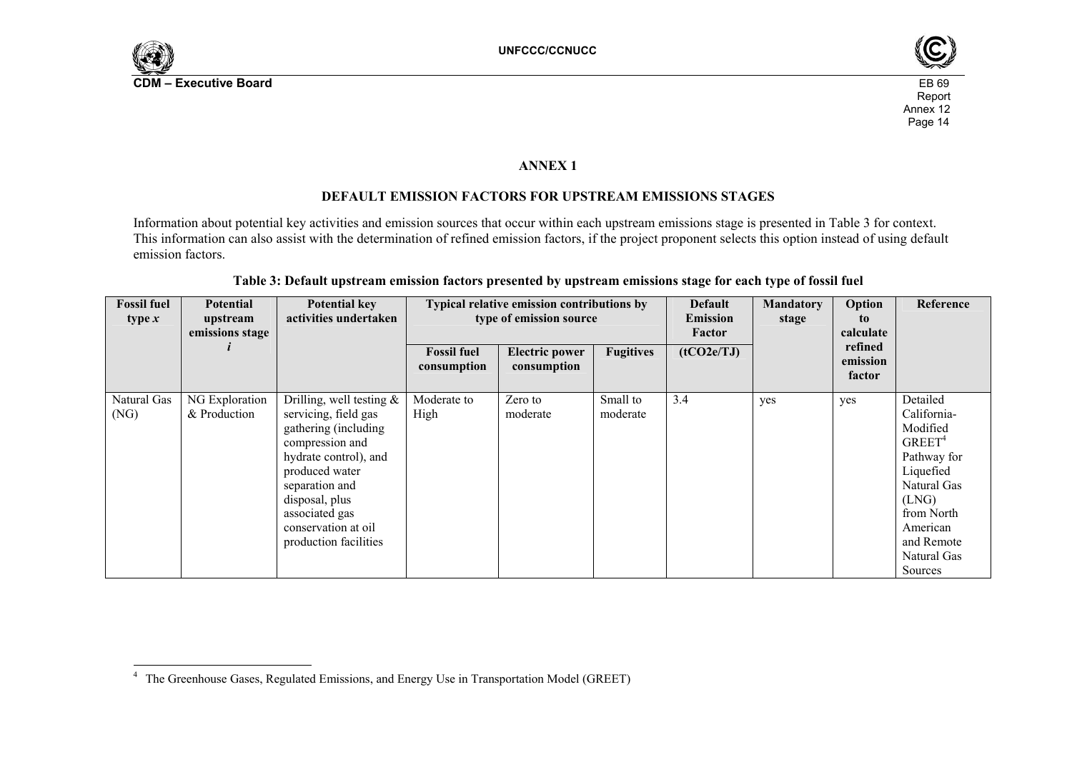## ANNEX 1

### DEFAULT EMISSION FACTORS FOR UPSTREAM EMISSIONS STAGES

Information about potential key activities and emission sources that occur within each upstream emissions stage is presented in Table 3 for context. This information can also assist with the determination of refined emission factors, if the project proponent selects this option instead of using default emission factors.

**Table 3: Default upstream emission factors presented by upstream emissions stage for each type of fossil fuel**

| Fossil fuel type *x* | Potential upstream emissions stage *i* | Potential key activities undertaken | Typical relative emission contributions by type of emission source | | | Default Emission Factor | Mandatory stage | Option to calculate refined emission factor | Reference |
|---|---|---|---|---|---|---|---|---|---|
| | | | Fossil fuel consumption | Electric power consumption | Fugitives | ($tCO_2e/TJ$) | | | |
| Natural Gas (NG) | NG Exploration & Production | Drilling, well testing & servicing, field gas gathering (including compression and hydrate control), and produced water separation and disposal, plus associated gas conservation at oil production facilities | Moderate to High | Zero to moderate | Small to moderate | 3.4 | yes | yes | Detailed California-Modified GREET[4] Pathway for Liquefied Natural Gas (LNG) from North American and Remote Natural Gas Sources |

[4] The Greenhouse Gases, Regulated Emissions, and Energy Use in Transportation Model (GREET)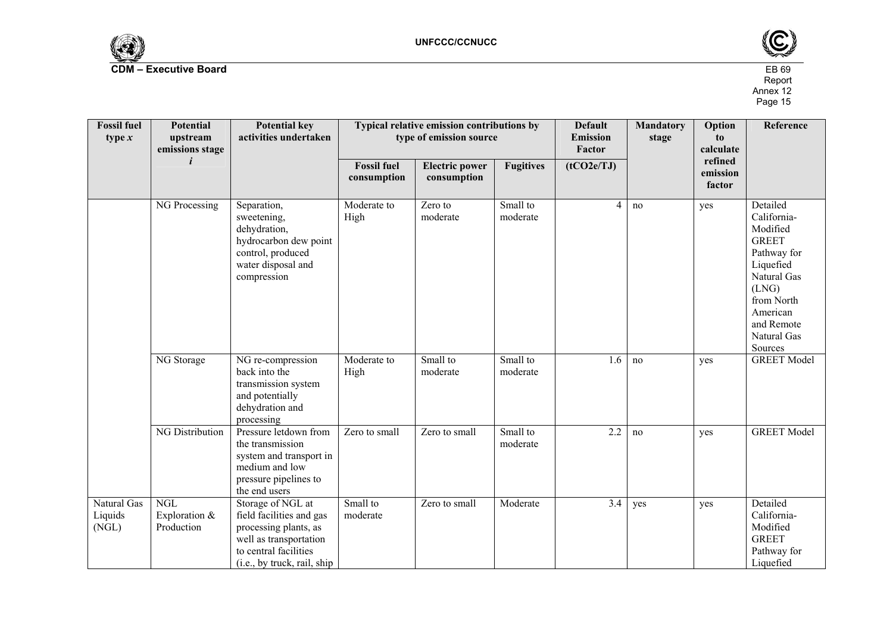| Fossil fuel type $x$ | Potential upstream emissions stage $i$ | Potential key activities undertaken | Typical relative emission contributions by type of emission source | | | Default Emission Factor | Mandatory stage | Option to calculate refined emission factor | Reference |
|---|---|---|---|---|---|---|---|---|---|
| | | | Fossil fuel consumption | Electric power consumption | Fugitives | (tCO2e/TJ) | | | |
| | NG Processing | Separation, sweetening, dehydration, hydrocarbon dew point control, produced water disposal and compression | Moderate to High | Zero to moderate | Small to moderate | 4 | no | yes | Detailed California-Modified GREET Pathway for Liquefied Natural Gas (LNG) from North American and Remote Natural Gas Sources |
| | NG Storage | NG re-compression back into the transmission system and potentially dehydration and processing | Moderate to High | Small to moderate | Small to moderate | 1.6 | no | yes | GREET Model |
| | NG Distribution | Pressure letdown from the transmission system and transport in medium and low pressure pipelines to the end users | Zero to small | Zero to small | Small to moderate | 2.2 | no | yes | GREET Model |
| Natural Gas Liquids (NGL) | NGL Exploration & Production | Storage of NGL at field facilities and gas processing plants, as well as transportation to central facilities (i.e., by truck, rail, ship | Small to moderate | Zero to small | Moderate | 3.4 | yes | yes | Detailed California-Modified GREET Pathway for Liquefied |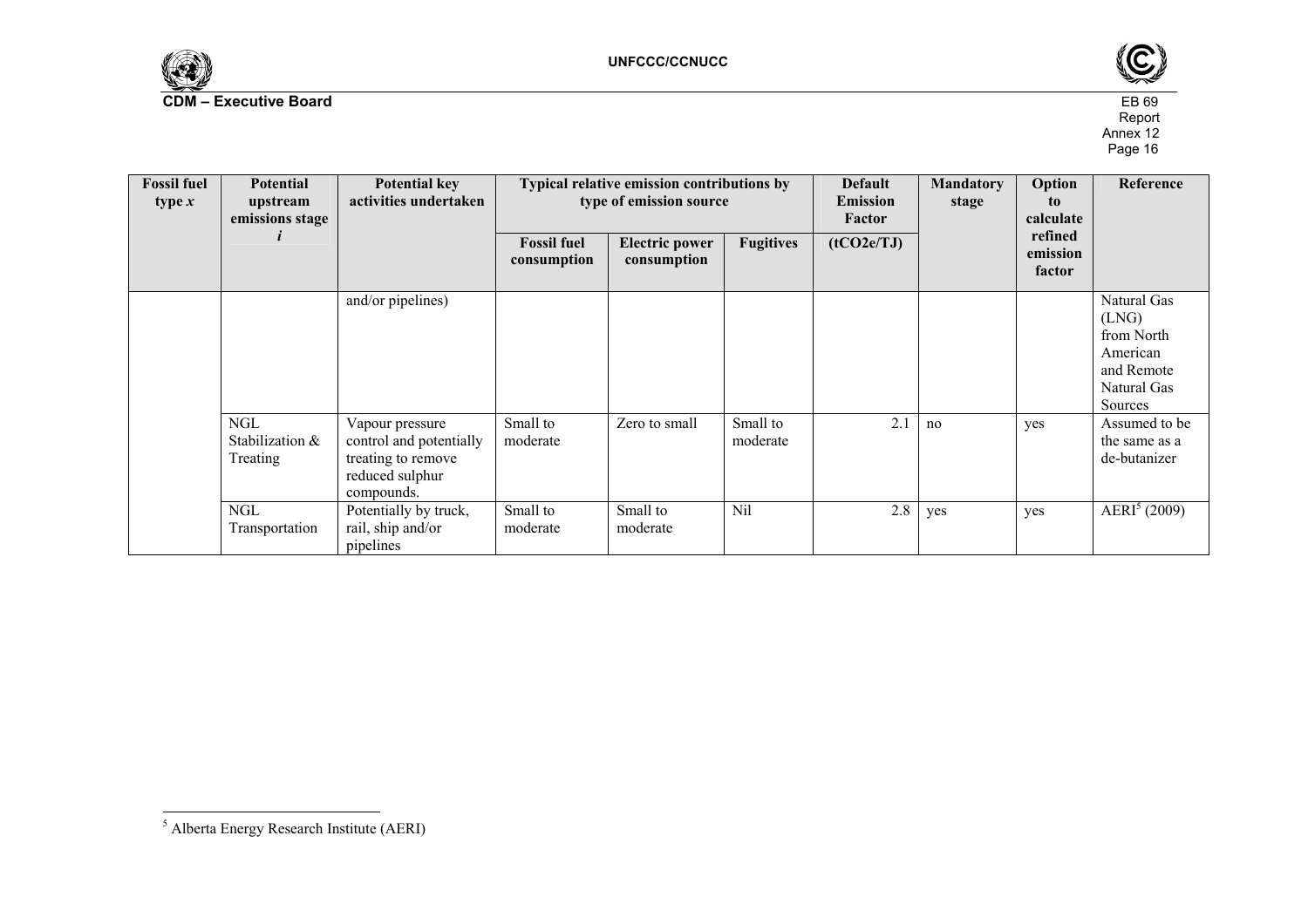| Fossil fuel type $x$ | Potential upstream emissions stage $i$ | Potential key activities undertaken | Typical relative emission contributions by type of emission source | | | Default Emission Factor | Mandatory stage | Option to calculate refined emission factor | Reference |
|---|---|---|---|---|---|---|---|---|---|
| | | | Fossil fuel consumption | Electric power consumption | Fugitives | (tCO2e/TJ) | | | |
| | | and/or pipelines) | | | | | | | Natural Gas (LNG) from North American and Remote Natural Gas Sources |
| | NGL Stabilization & Treating | Vapour pressure control and potentially treating to remove reduced sulphur compounds. | Small to moderate | Zero to small | Small to moderate | 2.1 | no | yes | Assumed to be the same as a de-butanizer |
| | NGL Transportation | Potentially by truck, rail, ship and/or pipelines | Small to moderate | Small to moderate | Nil | 2.8 | yes | yes | AERI[5] (2009) |

[5] Alberta Energy Research Institute (AERI)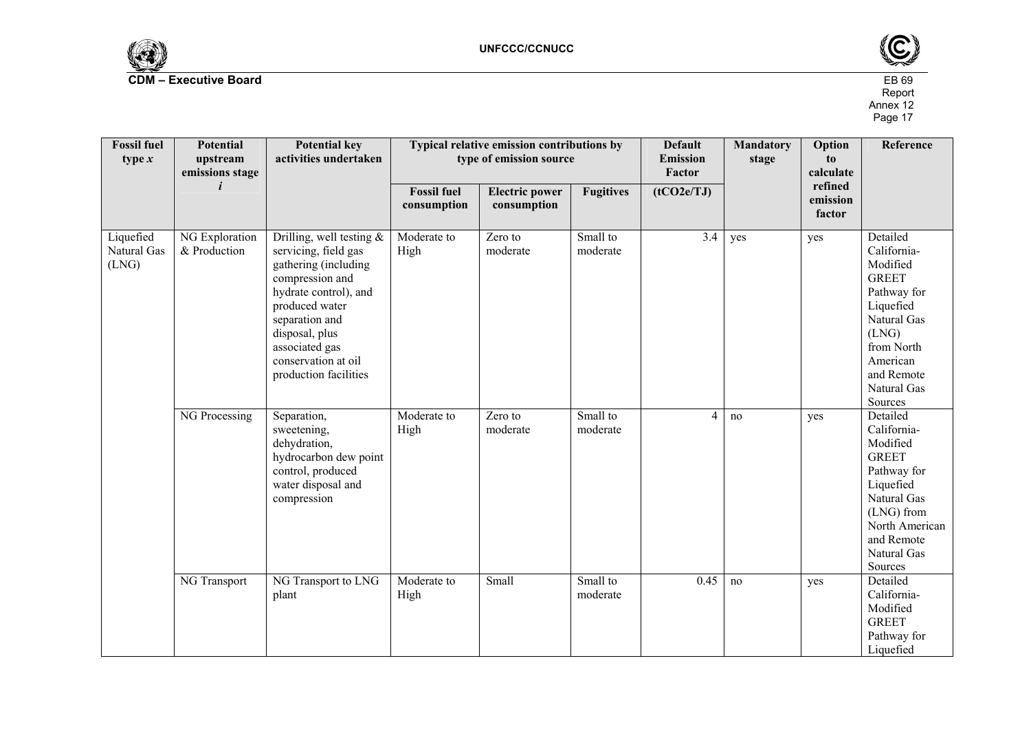| Fossil fuel type $x$ | Potential upstream emissions stage $i$ | Potential key activities undertaken | Typical relative emission contributions by type of emission source | | | Default Emission Factor | Mandatory stage | Option to calculate refined emission factor | Reference |
|---|---|---|---|---|---|---|---|---|---|
| | | | Fossil fuel consumption | Electric power consumption | Fugitives | (tCO2e/TJ) | | | |
| Liquefied Natural Gas (LNG) | NG Exploration & Production | Drilling, well testing & servicing, field gas gathering (including compression and hydrate control), and produced water separation and disposal, plus associated gas conservation at oil production facilities | Moderate to High | Zero to moderate | Small to moderate | 3.4 | yes | yes | Detailed California-Modified GREET Pathway for Liquefied Natural Gas (LNG) from North American and Remote Natural Gas Sources |
| | NG Processing | Separation, sweetening, dehydration, hydrocarbon dew point control, produced water disposal and compression | Moderate to High | Zero to moderate | Small to moderate | 4 | no | yes | Detailed California-Modified GREET Pathway for Liquefied Natural Gas (LNG) from North American and Remote Natural Gas Sources |
| | NG Transport | NG Transport to LNG plant | Moderate to High | Small | Small to moderate | 0.45 | no | yes | Detailed California-Modified GREET Pathway for Liquefied |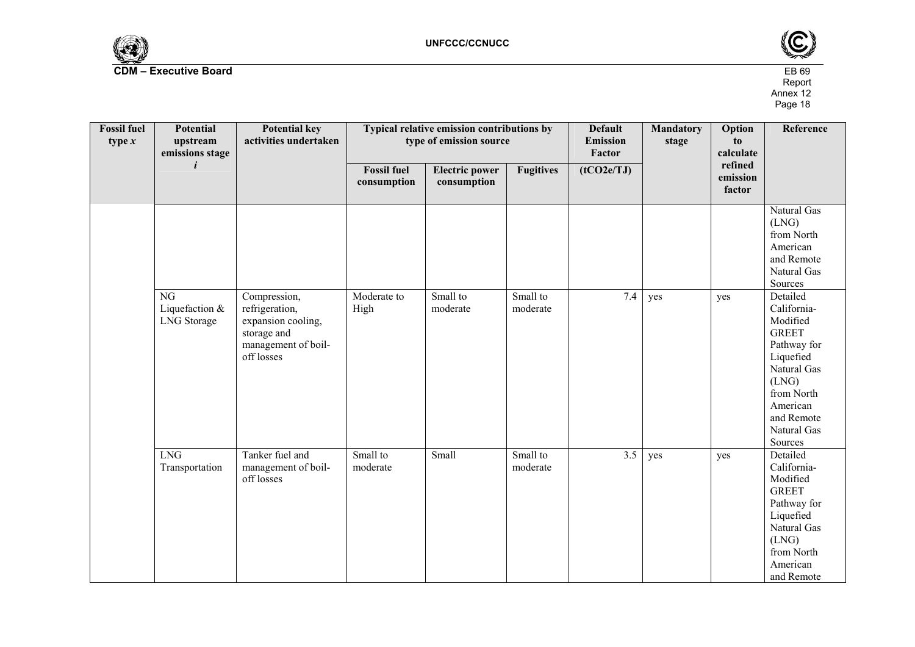| Fossil fuel type $x$ | Potential upstream emissions stage $i$ | Potential key activities undertaken | Typical relative emission contributions by type of emission source | | | Default Emission Factor | Mandatory stage | Option to calculate refined emission factor | Reference |
|---|---|---|---|---|---|---|---|---|---|
| | | | Fossil fuel consumption | Electric power consumption | Fugitives | (tCO2e/TJ) | | | |
| | | | | | | | | | Natural Gas (LNG) from North American and Remote Natural Gas Sources |
| | NG Liquefaction & LNG Storage | Compression, refrigeration, expansion cooling, storage and management of boil-off losses | Moderate to High | Small to moderate | Small to moderate | 7.4 | yes | yes | Detailed California-Modified GREET Pathway for Liquefied Natural Gas (LNG) from North American and Remote Natural Gas Sources |
| | LNG Transportation | Tanker fuel and management of boil-off losses | Small to moderate | Small | Small to moderate | 3.5 | yes | yes | Detailed California-Modified GREET Pathway for Liquefied Natural Gas (LNG) from North American and Remote |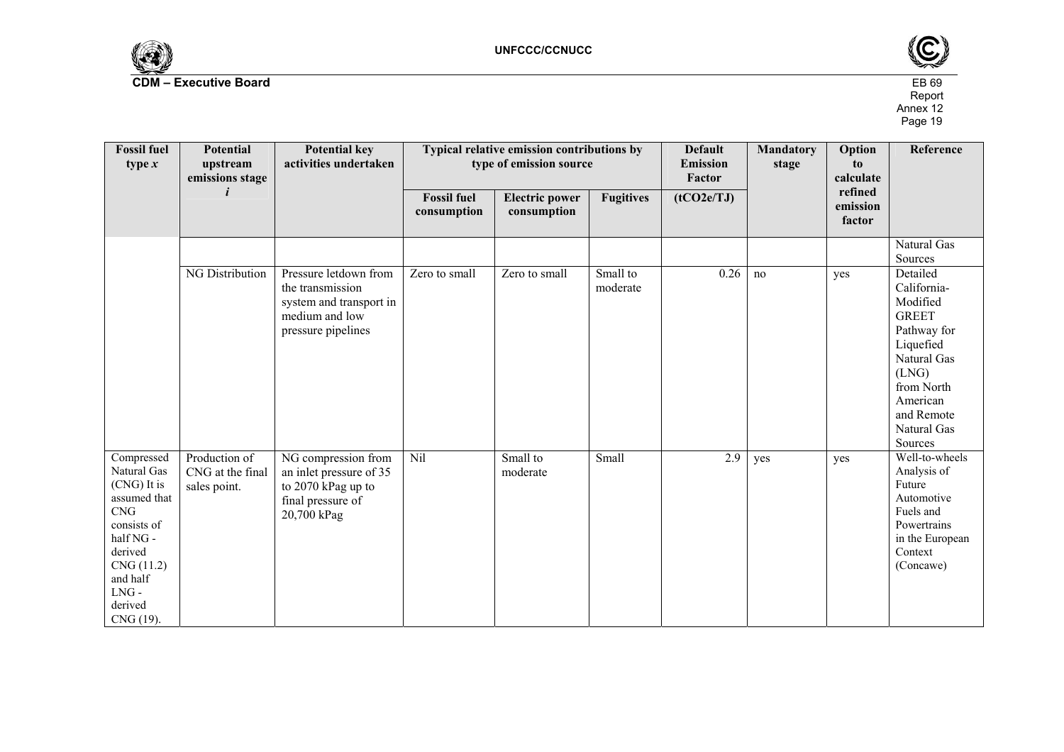| Fossil fuel type $x$ | Potential upstream emissions stage $i$ | Potential key activities undertaken | Typical relative emission contributions by type of emission source | | | Default Emission Factor | Mandatory stage | Option to calculate refined emission factor | Reference |
|---|---|---|---|---|---|---|---|---|---|
| | | | Fossil fuel consumption | Electric power consumption | Fugitives | (tCO2e/TJ) | | | |
| | | | | | | | | | Natural Gas Sources |
| | NG Distribution | Pressure letdown from the transmission system and transport in medium and low pressure pipelines | Zero to small | Zero to small | Small to moderate | 0.26 | no | yes | Detailed California-Modified GREET Pathway for Liquefied Natural Gas (LNG) from North American and Remote Natural Gas Sources |
| Compressed Natural Gas (CNG) It is assumed that CNG consists of half NG - derived CNG (11.2) and half LNG - derived CNG (19). | Production of CNG at the final sales point. | NG compression from an inlet pressure of 35 to 2070 kPag up to final pressure of 20,700 kPag | Nil | Small to moderate | Small | 2.9 | yes | yes | Well-to-wheels Analysis of Future Automotive Fuels and Powertrains in the European Context (Concawe) |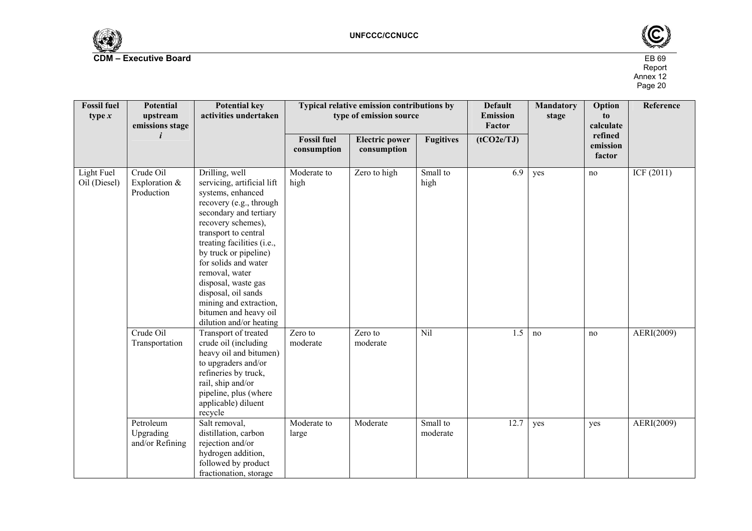| Fossil fuel type $x$ | Potential upstream emissions stage $i$ | Potential key activities undertaken | Typical relative emission contributions by type of emission source | | | Default Emission Factor | Mandatory stage | Option to calculate refined emission factor | Reference |
|---|---|---|---|---|---|---|---|---|---|
| | | | Fossil fuel consumption | Electric power consumption | Fugitives | (tCO2e/TJ) | | | |
| Light Fuel Oil (Diesel) | Crude Oil Exploration & Production | Drilling, well servicing, artificial lift systems, enhanced recovery (e.g., through secondary and tertiary recovery schemes), transport to central treating facilities (i.e., by truck or pipeline) for solids and water removal, water disposal, waste gas disposal, oil sands mining and extraction, bitumen and heavy oil dilution and/or heating | Moderate to high | Zero to high | Small to high | 6.9 | yes | no | ICF (2011) |
| | Crude Oil Transportation | Transport of treated crude oil (including heavy oil and bitumen) to upgraders and/or refineries by truck, rail, ship and/or pipeline, plus (where applicable) diluent recycle | Zero to moderate | Zero to moderate | Nil | 1.5 | no | no | AERI(2009) |
| | Petroleum Upgrading and/or Refining | Salt removal, distillation, carbon rejection and/or hydrogen addition, followed by product fractionation, storage | Moderate to large | Moderate | Small to moderate | 12.7 | yes | yes | AERI(2009) |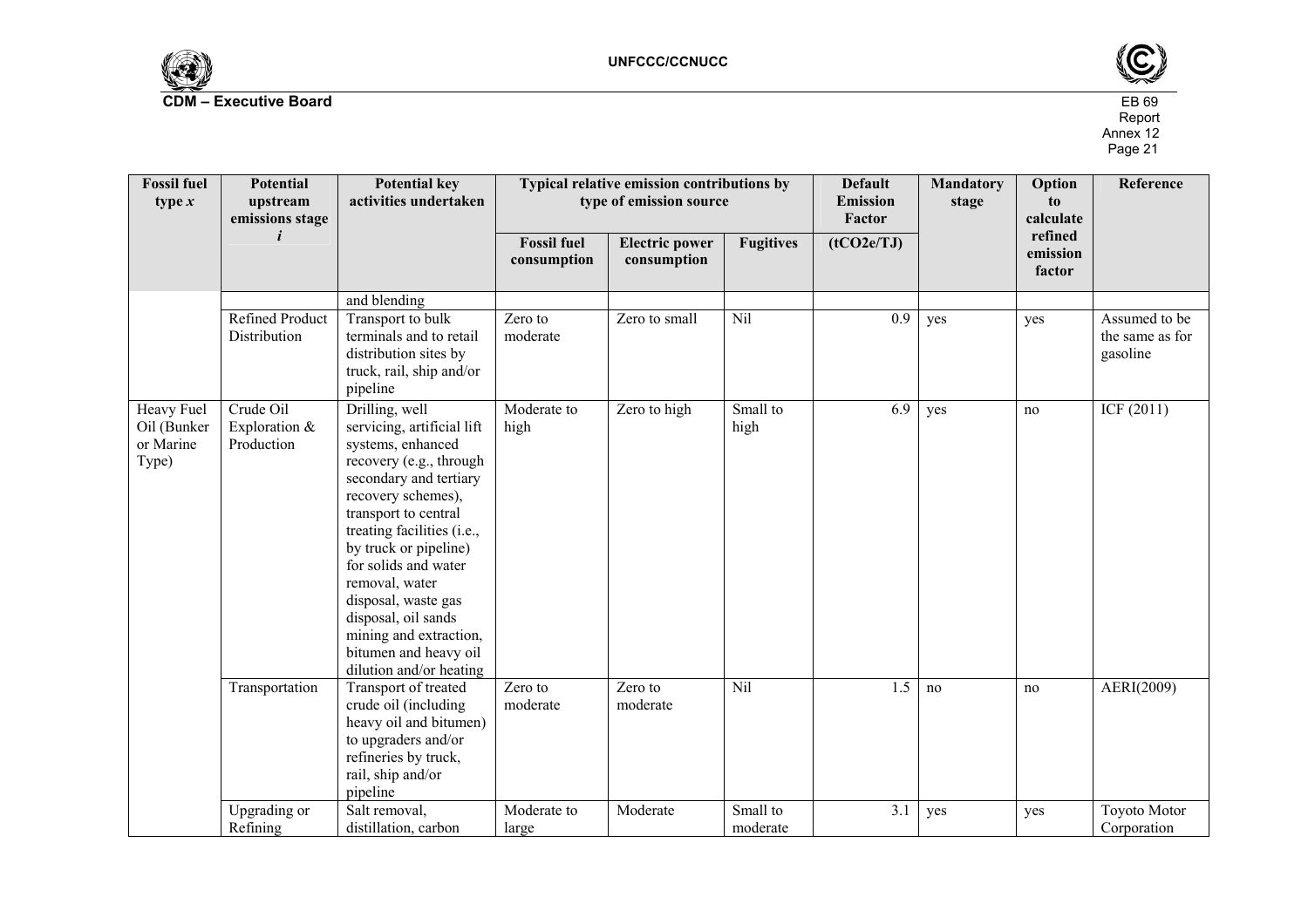| Fossil fuel type $x$ | Potential upstream emissions stage $i$ | Potential key activities undertaken | Typical relative emission contributions by type of emission source | | | Default Emission Factor | Mandatory stage | Option to calculate refined emission factor | Reference |
|---|---|---|---|---|---|---|---|---|---|
| | | | Fossil fuel consumption | Electric power consumption | Fugitives | (tCO2e/TJ) | | | |
| | | and blending | | | | | | | |
| | Refined Product Distribution | Transport to bulk terminals and to retail distribution sites by truck, rail, ship and/or pipeline | Zero to moderate | Zero to small | Nil | 0.9 | yes | yes | Assumed to be the same as for gasoline |
| Heavy Fuel Oil (Bunker or Marine Type) | Crude Oil Exploration & Production | Drilling, well servicing, artificial lift systems, enhanced recovery (e.g., through secondary and tertiary recovery schemes), transport to central treating facilities (i.e., by truck or pipeline) for solids and water removal, water disposal, waste gas disposal, oil sands mining and extraction, bitumen and heavy oil dilution and/or heating | Moderate to high | Zero to high | Small to high | 6.9 | yes | no | ICF (2011) |
| | Transportation | Transport of treated crude oil (including heavy oil and bitumen) to upgraders and/or refineries by truck, rail, ship and/or pipeline | Zero to moderate | Zero to moderate | Nil | 1.5 | no | no | AERI(2009) |
| | Upgrading or Refining | Salt removal, distillation, carbon | Moderate to large | Moderate | Small to moderate | 3.1 | yes | yes | Toyoto Motor Corporation |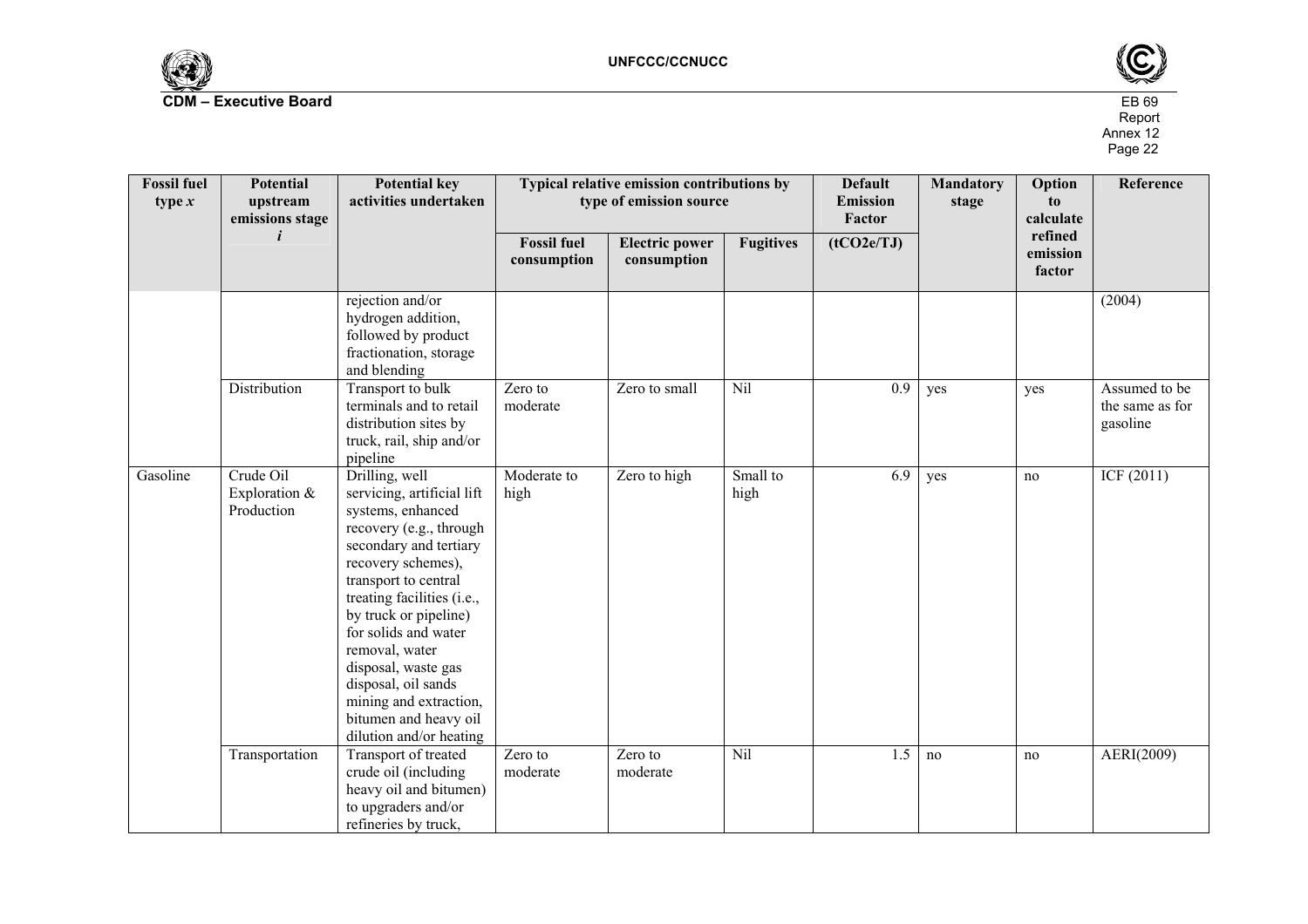| Fossil fuel type $x$ | Potential upstream emissions stage $i$ | Potential key activities undertaken | Typical relative emission contributions by type of emission source | | | Default Emission Factor | Mandatory stage | Option to calculate refined emission factor | Reference |
|---|---|---|---|---|---|---|---|---|---|
| | | | Fossil fuel consumption | Electric power consumption | Fugitives | (tCO2e/TJ) | | | |
| | | rejection and/or hydrogen addition, followed by product fractionation, storage and blending | | | | | | | (2004) |
| | Distribution | Transport to bulk terminals and to retail distribution sites by truck, rail, ship and/or pipeline | Zero to moderate | Zero to small | Nil | 0.9 | yes | yes | Assumed to be the same as for gasoline |
| Gasoline | Crude Oil Exploration & Production | Drilling, well servicing, artificial lift systems, enhanced recovery (e.g., through secondary and tertiary recovery schemes), transport to central treating facilities (i.e., by truck or pipeline) for solids and water removal, water disposal, waste gas disposal, oil sands mining and extraction, bitumen and heavy oil dilution and/or heating | Moderate to high | Zero to high | Small to high | 6.9 | yes | no | ICF (2011) |
| | Transportation | Transport of treated crude oil (including heavy oil and bitumen) to upgraders and/or refineries by truck, | Zero to moderate | Zero to moderate | Nil | 1.5 | no | no | AERI(2009) |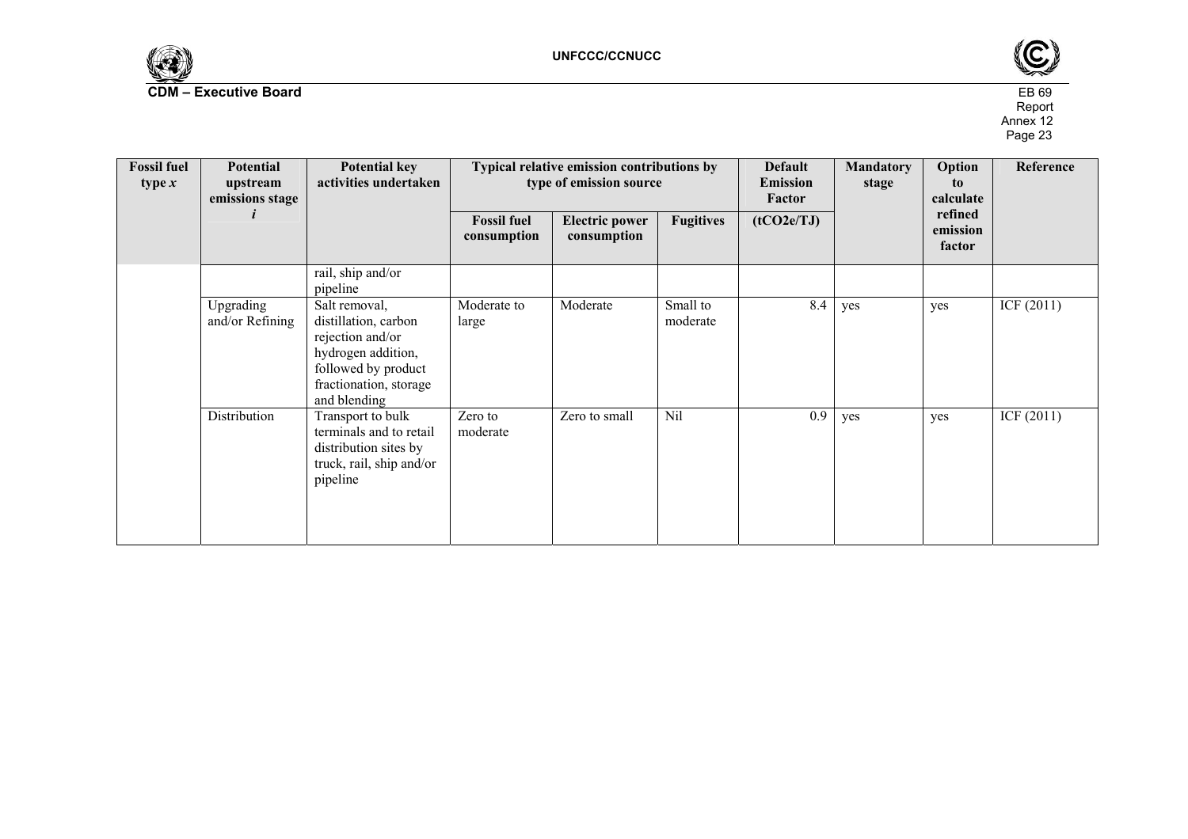| Fossil fuel type *x* | Potential upstream emissions stage *i* | Potential key activities undertaken | Typical relative emission contributions by type of emission source | | | Default Emission Factor | Mandatory stage | Option to calculate refined emission factor | Reference |
|---|---|---|---|---|---|---|---|---|---|
| | | | Fossil fuel consumption | Electric power consumption | Fugitives | (tCO2e/TJ) | | | |
| | | rail, ship and/or pipeline | | | | | | | |
| | Upgrading and/or Refining | Salt removal, distillation, carbon rejection and/or hydrogen addition, followed by product fractionation, storage and blending | Moderate to large | Moderate | Small to moderate | 8.4 | yes | yes | ICF (2011) |
| | Distribution | Transport to bulk terminals and to retail distribution sites by truck, rail, ship and/or pipeline | Zero to moderate | Zero to small | Nil | 0.9 | yes | yes | ICF (2011) |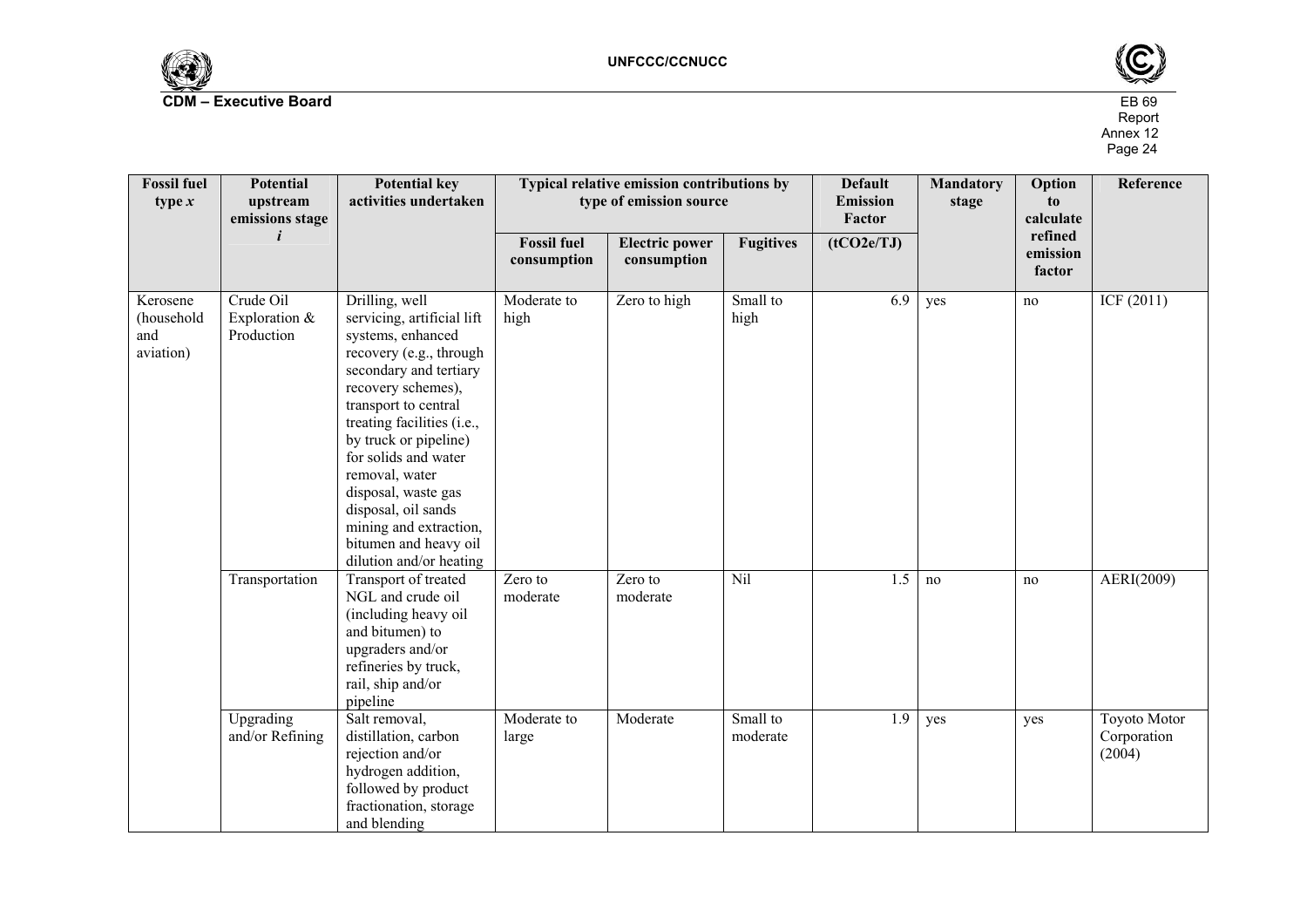| Fossil fuel type $x$ | Potential upstream emissions stage $i$ | Potential key activities undertaken | Typical relative emission contributions by type of emission source | | | Default Emission Factor | Mandatory stage | Option to calculate refined emission factor | Reference |
|---|---|---|---|---|---|---|---|---|---|
| | | | Fossil fuel consumption | Electric power consumption | Fugitives | (tCO2e/TJ) | | | |
| Kerosene (household and aviation) | Crude Oil Exploration & Production | Drilling, well servicing, artificial lift systems, enhanced recovery (e.g., through secondary and tertiary recovery schemes), transport to central treating facilities (i.e., by truck or pipeline) for solids and water removal, water disposal, waste gas disposal, oil sands mining and extraction, bitumen and heavy oil dilution and/or heating | Moderate to high | Zero to high | Small to high | 6.9 | yes | no | ICF (2011) |
| | Transportation | Transport of treated NGL and crude oil (including heavy oil and bitumen) to upgraders and/or refineries by truck, rail, ship and/or pipeline | Zero to moderate | Zero to moderate | Nil | 1.5 | no | no | AERI(2009) |
| | Upgrading and/or Refining | Salt removal, distillation, carbon rejection and/or hydrogen addition, followed by product fractionation, storage and blending | Moderate to large | Moderate | Small to moderate | 1.9 | yes | yes | Toyoto Motor Corporation (2004) |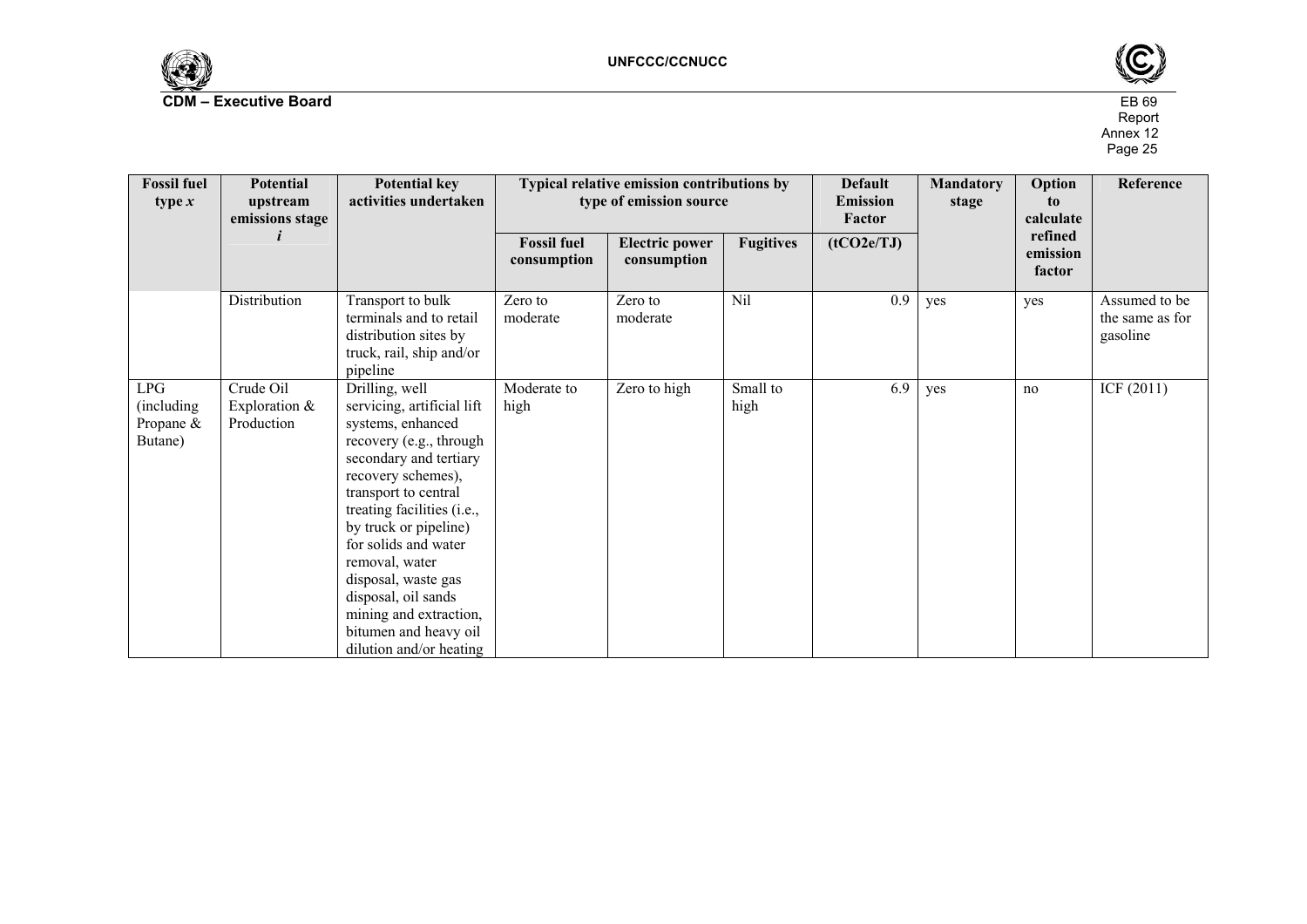| Fossil fuel type $x$ | Potential upstream emissions stage $i$ | Potential key activities undertaken | Typical relative emission contributions by type of emission source | | | Default Emission Factor | Mandatory stage | Option to calculate refined emission factor | Reference |
|---|---|---|---|---|---|---|---|---|---|
| | | | Fossil fuel consumption | Electric power consumption | Fugitives | (tCO2e/TJ) | | | |
| | Distribution | Transport to bulk terminals and to retail distribution sites by truck, rail, ship and/or pipeline | Zero to moderate | Zero to moderate | Nil | 0.9 | yes | yes | Assumed to be the same as for gasoline |
| LPG (including Propane & Butane) | Crude Oil Exploration & Production | Drilling, well servicing, artificial lift systems, enhanced recovery (e.g., through secondary and tertiary recovery schemes), transport to central treating facilities (i.e., by truck or pipeline) for solids and water removal, water disposal, waste gas disposal, oil sands mining and extraction, bitumen and heavy oil dilution and/or heating | Moderate to high | Zero to high | Small to high | 6.9 | yes | no | ICF (2011) |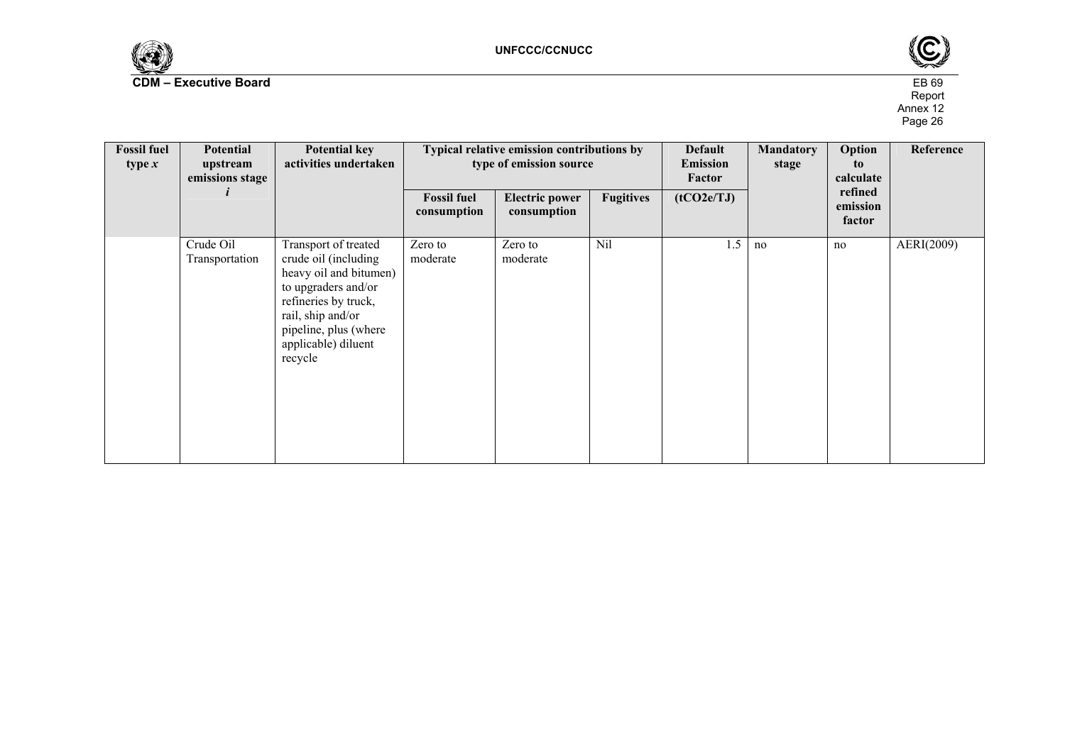| Fossil fuel type $x$ | Potential upstream emissions stage $i$ | Potential key activities undertaken | Typical relative emission contributions by type of emission source | | | Default Emission Factor | Mandatory stage | Option to calculate refined emission factor | Reference |
|---|---|---|---|---|---|---|---|---|---|
| | | | Fossil fuel consumption | Electric power consumption | Fugitives | (tCO2e/TJ) | | | |
| | Crude Oil Transportation | Transport of treated crude oil (including heavy oil and bitumen) to upgraders and/or refineries by truck, rail, ship and/or pipeline, plus (where applicable) diluent recycle | Zero to moderate | Zero to moderate | Nil | 1.5 | no | no | AERI(2009) |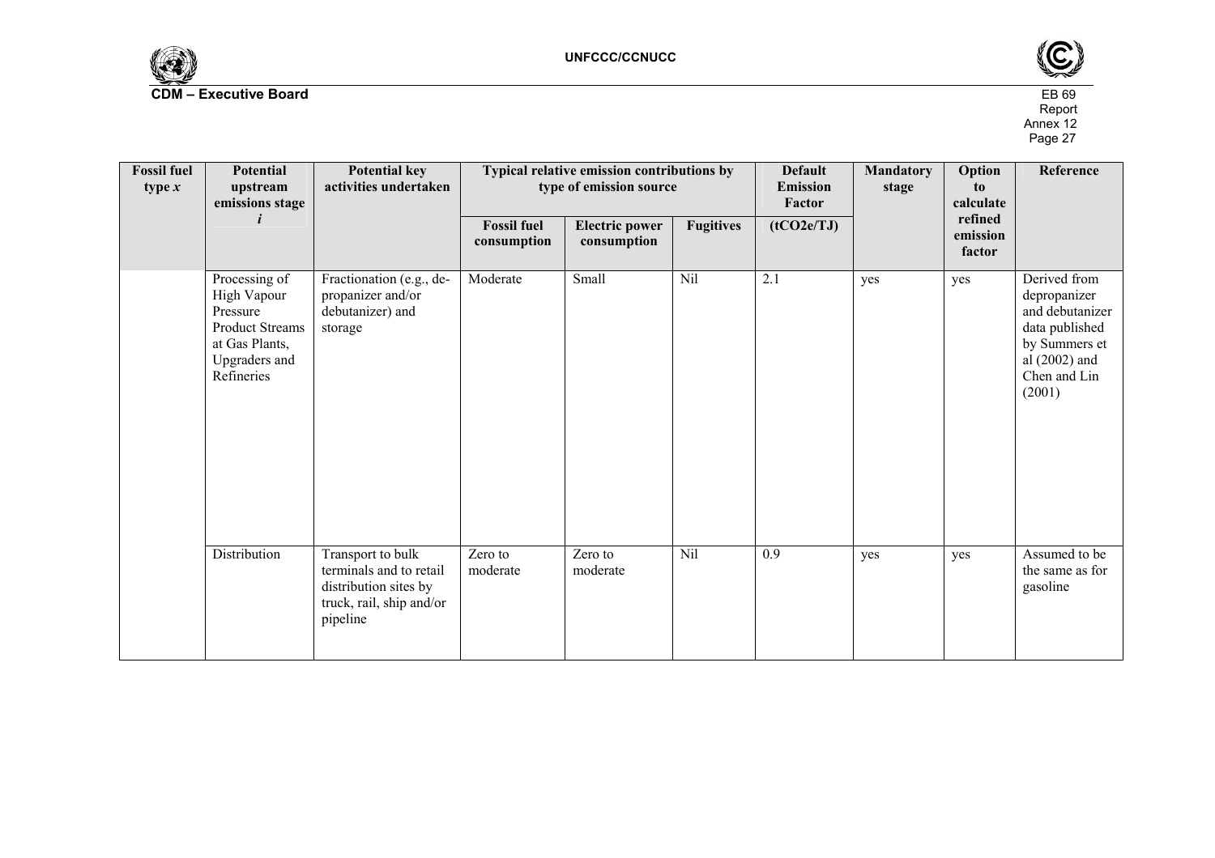| Fossil fuel type *x* | Potential upstream emissions stage *i* | Potential key activities undertaken | Typical relative emission contributions by type of emission source | | | Default Emission Factor | Mandatory stage | Option to calculate refined emission factor | Reference |
|---|---|---|---|---|---|---|---|---|---|
| | | | Fossil fuel consumption | Electric power consumption | Fugitives | (tCO2e/TJ) | | | |
| | Processing of High Vapour Pressure Product Streams at Gas Plants, Upgraders and Refineries | Fractionation (e.g., de-propanizer and/or debutanizer) and storage | Moderate | Small | Nil | 2.1 | yes | yes | Derived from depropanizer and debutanizer data published by Summers et al (2002) and Chen and Lin (2001) |
| | Distribution | Transport to bulk terminals and to retail distribution sites by truck, rail, ship and/or pipeline | Zero to moderate | Zero to moderate | Nil | 0.9 | yes | yes | Assumed to be the same as for gasoline |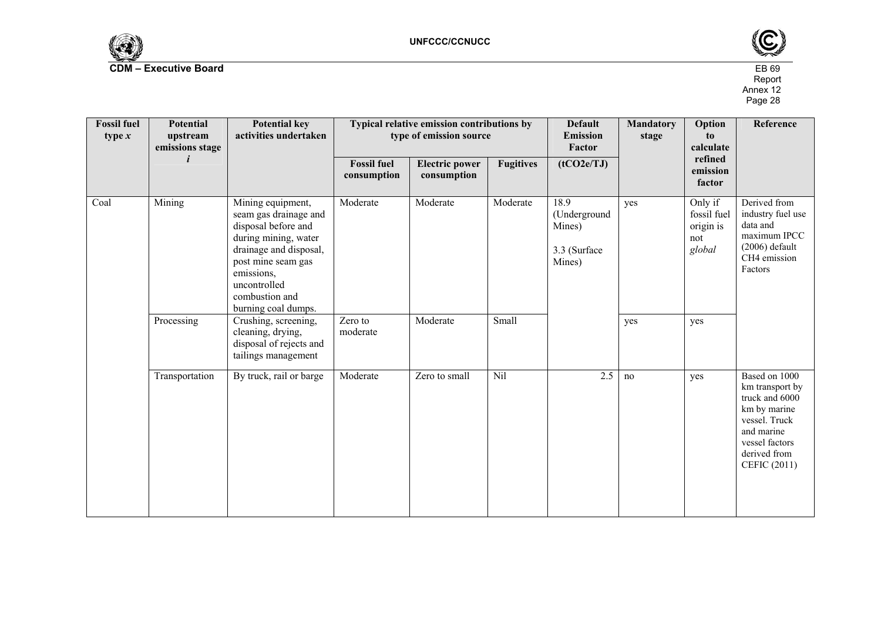| Fossil fuel type *x* | Potential upstream emissions stage *i* | Potential key activities undertaken | Typical relative emission contributions by type of emission source | | | Default Emission Factor | Mandatory stage | Option to calculate refined emission factor | Reference |
|---|---|---|---|---|---|---|---|---|---|
| | | | Fossil fuel consumption | Electric power consumption | Fugitives | (tCO2e/TJ) | | | |
| Coal | Mining | Mining equipment, seam gas drainage and disposal before and during mining, water drainage and disposal, post mine seam gas emissions, uncontrolled combustion and burning coal dumps. | Moderate | Moderate | Moderate | 18.9 (Underground Mines)<br><br>3.3 (Surface Mines) | yes | Only if fossil fuel origin is not *global* | Derived from industry fuel use data and maximum IPCC (2006) default CH4 emission Factors |
| | Processing | Crushing, screening, cleaning, drying, disposal of rejects and tailings management | Zero to moderate | Moderate | Small | | yes | yes | |
| | Transportation | By truck, rail or barge | Moderate | Zero to small | Nil | 2.5 | no | yes | Based on 1000 km transport by truck and 6000 km by marine vessel. Truck and marine vessel factors derived from CEFIC (2011) |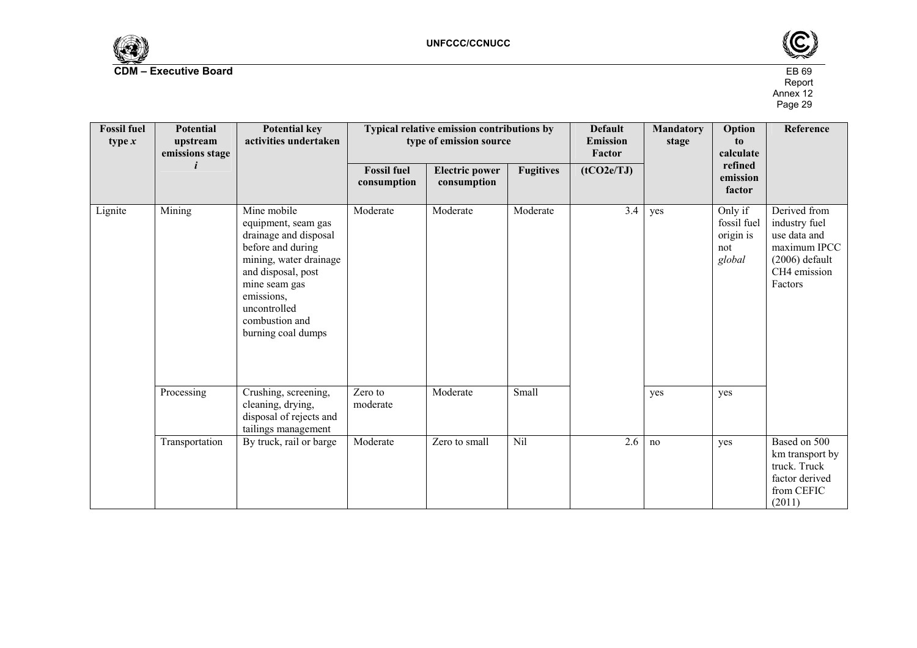| Fossil fuel type *x* | Potential upstream emissions stage *i* | Potential key activities undertaken | Typical relative emission contributions by type of emission source | | | Default Emission Factor | Mandatory stage | Option to calculate refined emission factor | Reference |
|---|---|---|---|---|---|---|---|---|---|
| | | | Fossil fuel consumption | Electric power consumption | Fugitives | (tCO2e/TJ) | | | |
| Lignite | Mining | Mine mobile equipment, seam gas drainage and disposal before and during mining, water drainage and disposal, post mine seam gas emissions, uncontrolled combustion and burning coal dumps | Moderate | Moderate | Moderate | 3.4 | yes | Only if fossil fuel origin is not *global* | Derived from industry fuel use data and maximum IPCC (2006) default CH4 emission Factors |
| | Processing | Crushing, screening, cleaning, drying, disposal of rejects and tailings management | Zero to moderate | Moderate | Small | | yes | yes | |
| | Transportation | By truck, rail or barge | Moderate | Zero to small | Nil | 2.6 | no | yes | Based on 500 km transport by truck. Truck factor derived from CEFIC (2011) |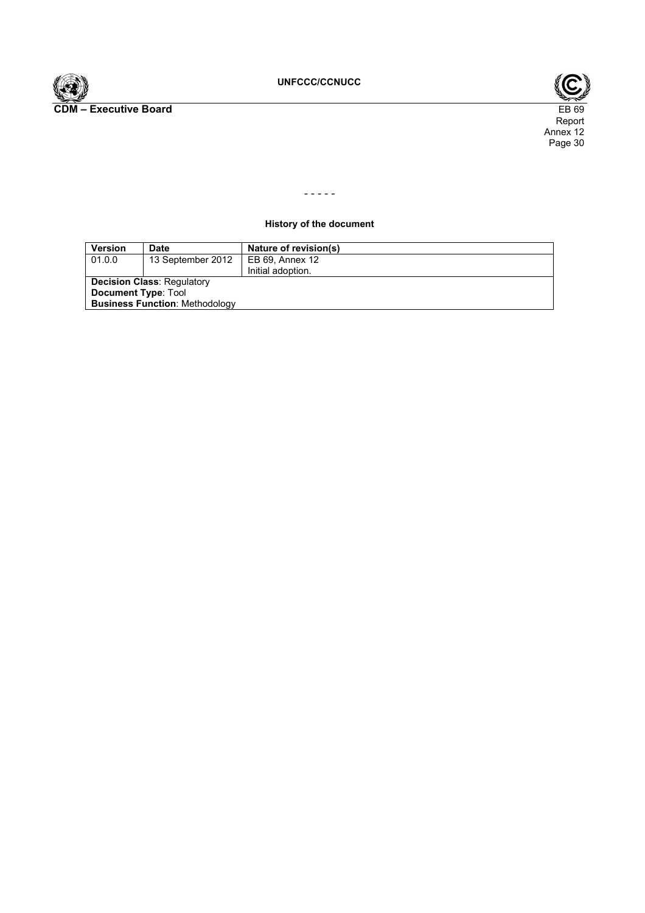- - - - -

**History of the document**

| Version | Date | Nature of revision(s) |
|---|---|---|
| 01.0.0 | 13 September 2012 | EB 69, Annex 12<br>Initial adoption. |
| **Decision Class**: Regulatory<br>**Document Type**: Tool<br>**Business Function**: Methodology | | |